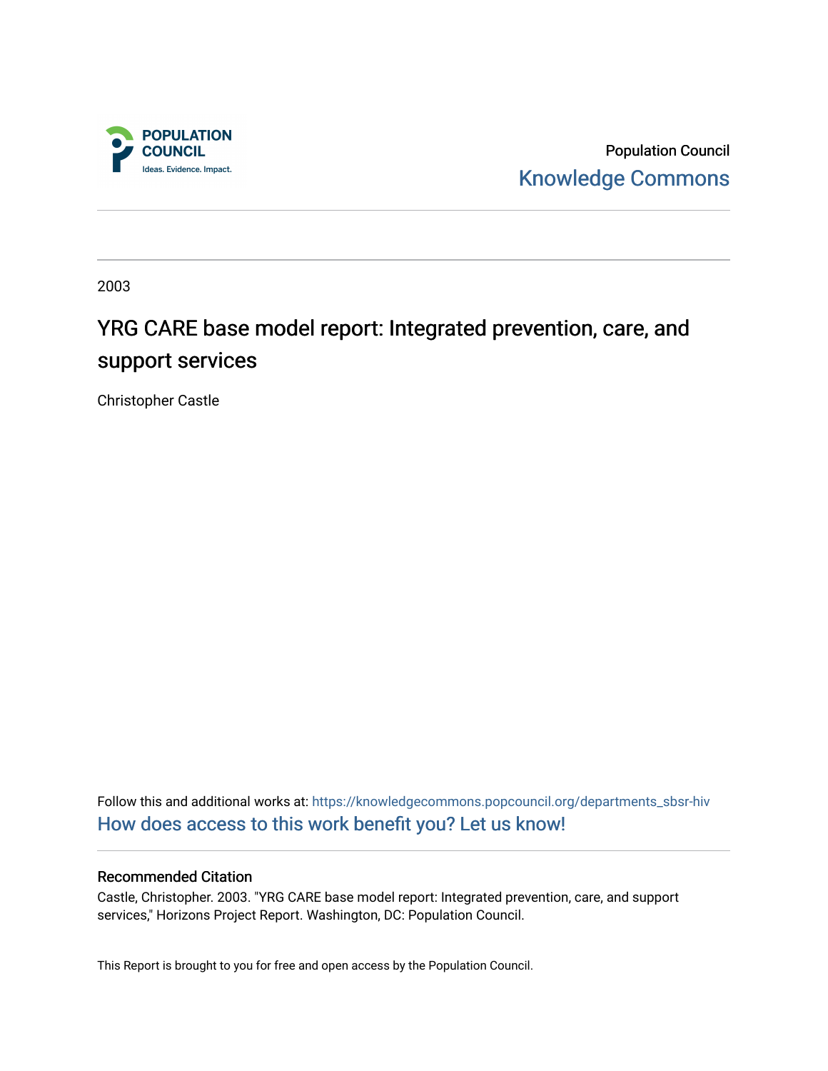POPULATION COUNCIL
Ideas. Evidence. Impact.

Population Council
Knowledge Commons

2003

# YRG CARE base model report: Integrated prevention, care, and support services

Christopher Castle

Follow this and additional works at: https://knowledgecommons.popcouncil.org/departments_sbsr-hiv
How does access to this work benefit you? Let us know!

## Recommended Citation

Castle, Christopher. 2003. "YRG CARE base model report: Integrated prevention, care, and support services," Horizons Project Report. Washington, DC: Population Council.

This Report is brought to you for free and open access by the Population Council.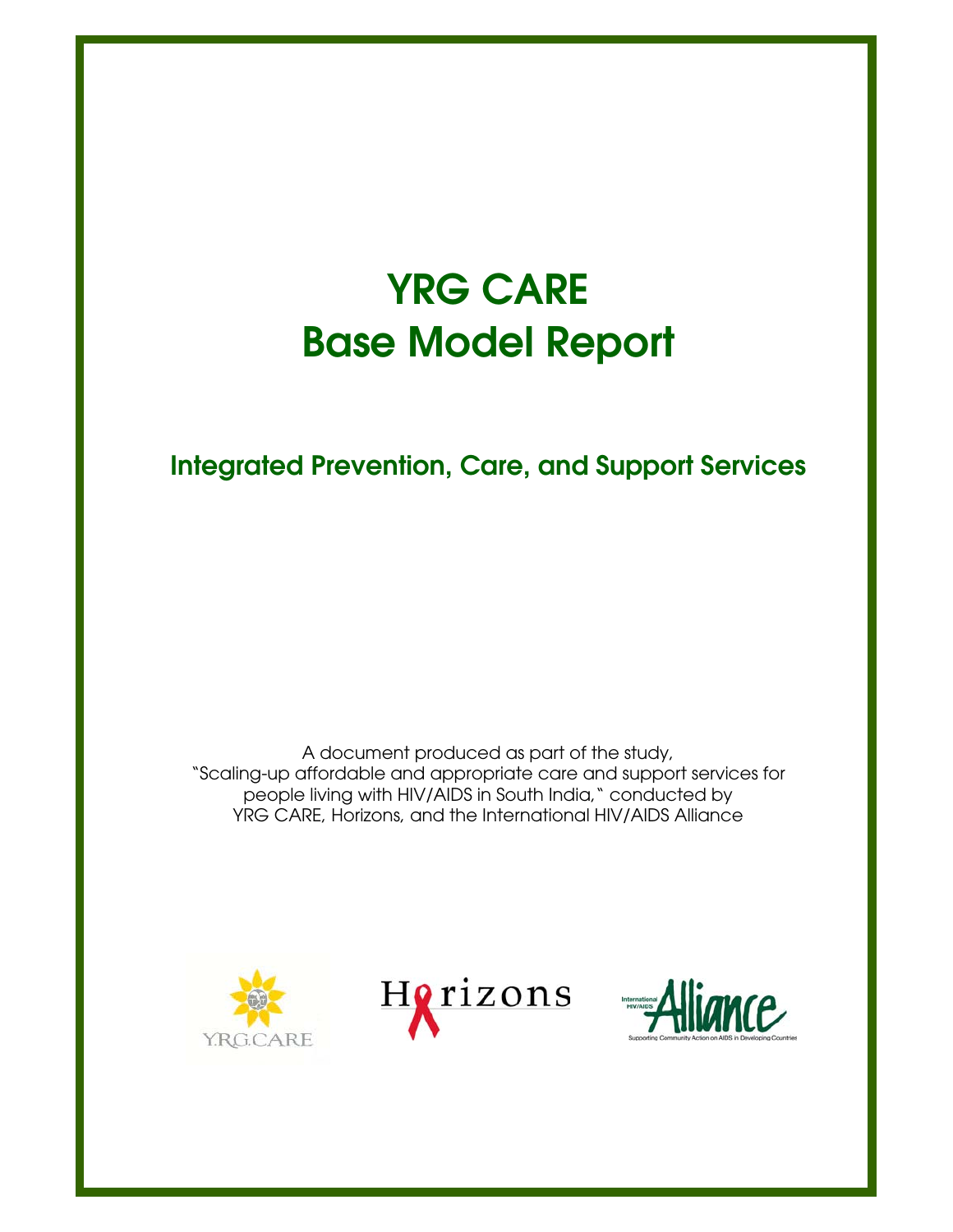# YRG CARE Base Model Report

## Integrated Prevention, Care, and Support Services

A document produced as part of the study, "Scaling-up affordable and appropriate care and support services for people living with HIV/AIDS in South India," conducted by YRG CARE, Horizons, and the International HIV/AIDS Alliance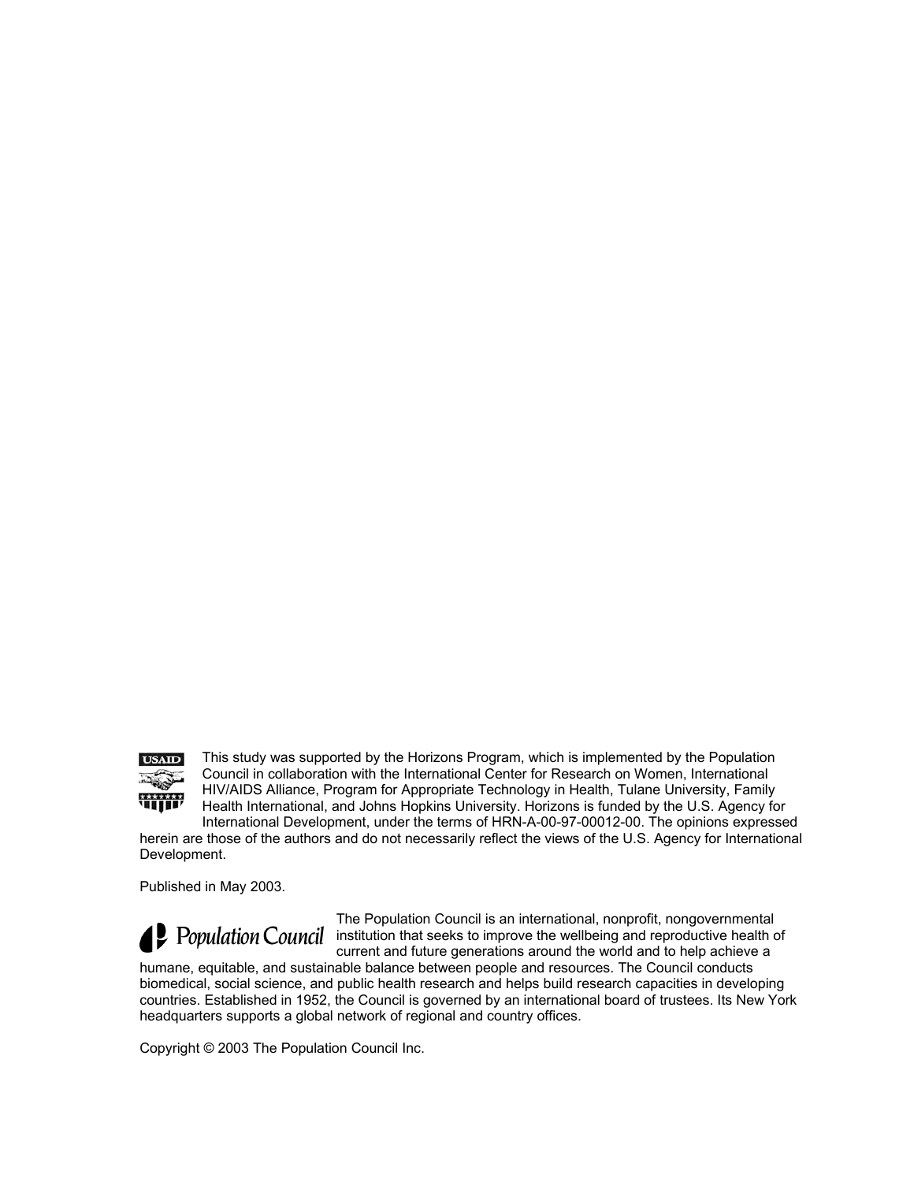This study was supported by the Horizons Program, which is implemented by the Population Council in collaboration with the International Center for Research on Women, International HIV/AIDS Alliance, Program for Appropriate Technology in Health, Tulane University, Family Health International, and Johns Hopkins University. Horizons is funded by the U.S. Agency for International Development, under the terms of HRN-A-00-97-00012-00. The opinions expressed herein are those of the authors and do not necessarily reflect the views of the U.S. Agency for International Development.

Published in May 2003.

The Population Council is an international, nonprofit, nongovernmental institution that seeks to improve the wellbeing and reproductive health of current and future generations around the world and to help achieve a humane, equitable, and sustainable balance between people and resources. The Council conducts biomedical, social science, and public health research and helps build research capacities in developing countries. Established in 1952, the Council is governed by an international board of trustees. Its New York headquarters supports a global network of regional and country offices.

Copyright © 2003 The Population Council Inc.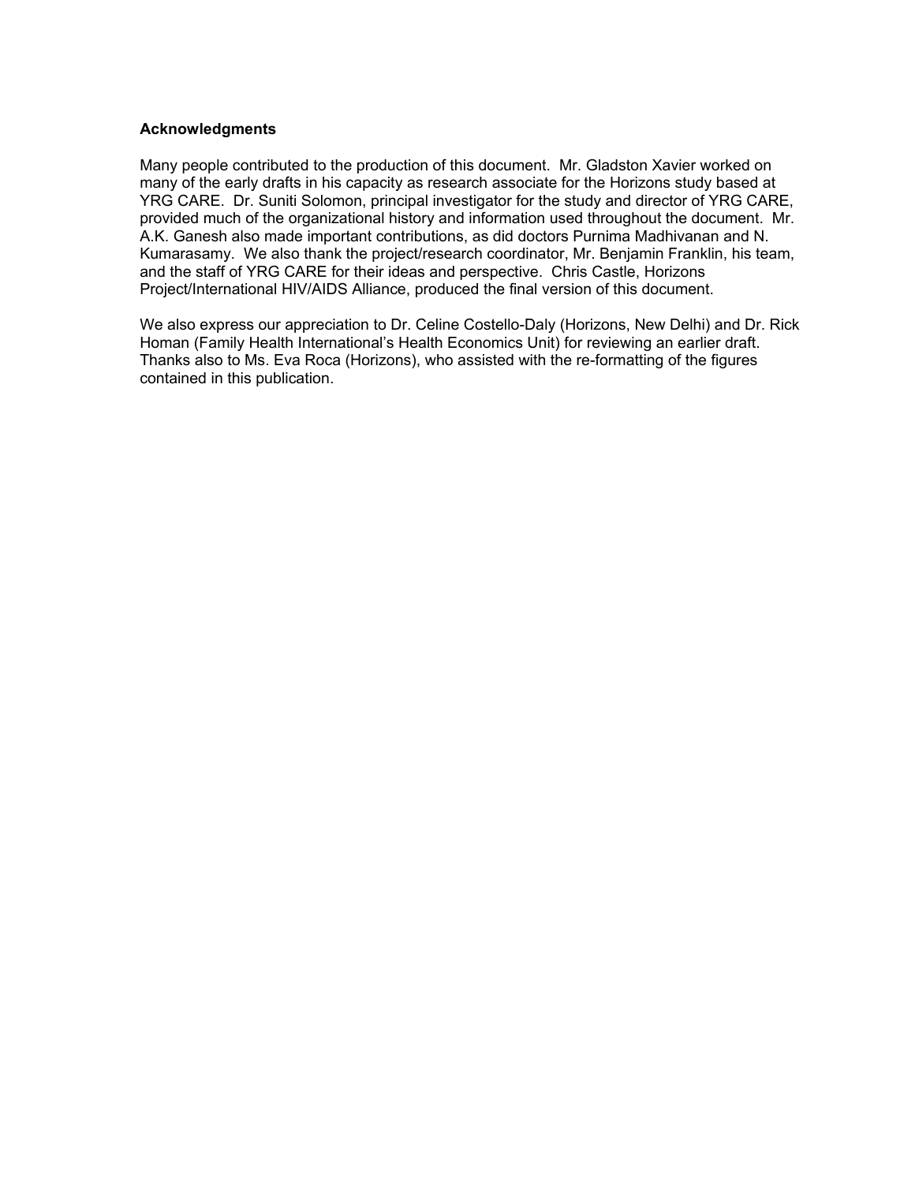**Acknowledgments**

Many people contributed to the production of this document. Mr. Gladston Xavier worked on many of the early drafts in his capacity as research associate for the Horizons study based at YRG CARE. Dr. Suniti Solomon, principal investigator for the study and director of YRG CARE, provided much of the organizational history and information used throughout the document. Mr. A.K. Ganesh also made important contributions, as did doctors Purnima Madhivanan and N. Kumarasamy. We also thank the project/research coordinator, Mr. Benjamin Franklin, his team, and the staff of YRG CARE for their ideas and perspective. Chris Castle, Horizons Project/International HIV/AIDS Alliance, produced the final version of this document.

We also express our appreciation to Dr. Celine Costello-Daly (Horizons, New Delhi) and Dr. Rick Homan (Family Health International's Health Economics Unit) for reviewing an earlier draft. Thanks also to Ms. Eva Roca (Horizons), who assisted with the re-formatting of the figures contained in this publication.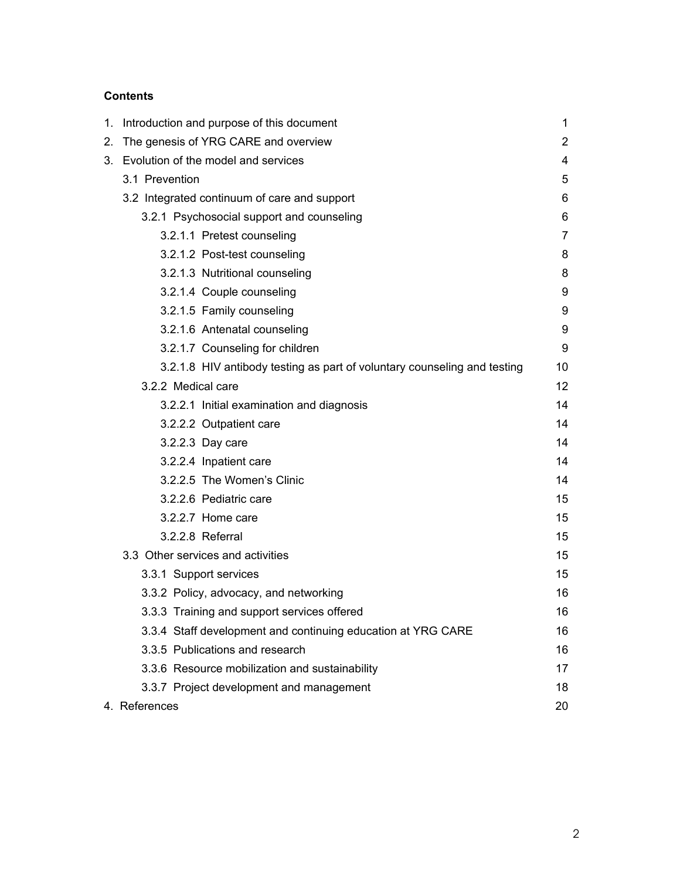**Contents**

| | |
|---|---|
| 1. Introduction and purpose of this document | 1 |
| 2. The genesis of YRG CARE and overview | 2 |
| 3. Evolution of the model and services | 4 |
| 3.1 Prevention | 5 |
| 3.2 Integrated continuum of care and support | 6 |
| 3.2.1 Psychosocial support and counseling | 6 |
| 3.2.1.1 Pretest counseling | 7 |
| 3.2.1.2 Post-test counseling | 8 |
| 3.2.1.3 Nutritional counseling | 8 |
| 3.2.1.4 Couple counseling | 9 |
| 3.2.1.5 Family counseling | 9 |
| 3.2.1.6 Antenatal counseling | 9 |
| 3.2.1.7 Counseling for children | 9 |
| 3.2.1.8 HIV antibody testing as part of voluntary counseling and testing | 10 |
| 3.2.2 Medical care | 12 |
| 3.2.2.1 Initial examination and diagnosis | 14 |
| 3.2.2.2 Outpatient care | 14 |
| 3.2.2.3 Day care | 14 |
| 3.2.2.4 Inpatient care | 14 |
| 3.2.2.5 The Women's Clinic | 14 |
| 3.2.2.6 Pediatric care | 15 |
| 3.2.2.7 Home care | 15 |
| 3.2.2.8 Referral | 15 |
| 3.3 Other services and activities | 15 |
| 3.3.1 Support services | 15 |
| 3.3.2 Policy, advocacy, and networking | 16 |
| 3.3.3 Training and support services offered | 16 |
| 3.3.4 Staff development and continuing education at YRG CARE | 16 |
| 3.3.5 Publications and research | 16 |
| 3.3.6 Resource mobilization and sustainability | 17 |
| 3.3.7 Project development and management | 18 |
| 4. References | 20 |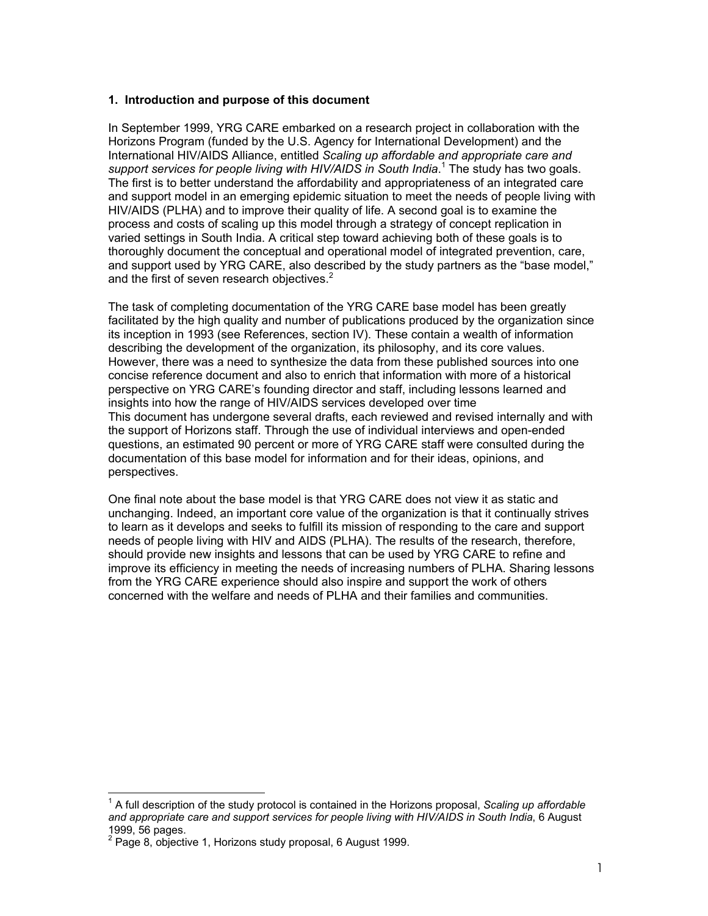## 1. Introduction and purpose of this document

In September 1999, YRG CARE embarked on a research project in collaboration with the Horizons Program (funded by the U.S. Agency for International Development) and the International HIV/AIDS Alliance, entitled *Scaling up affordable and appropriate care and support services for people living with HIV/AIDS in South India*.[1] The study has two goals. The first is to better understand the affordability and appropriateness of an integrated care and support model in an emerging epidemic situation to meet the needs of people living with HIV/AIDS (PLHA) and to improve their quality of life. A second goal is to examine the process and costs of scaling up this model through a strategy of concept replication in varied settings in South India. A critical step toward achieving both of these goals is to thoroughly document the conceptual and operational model of integrated prevention, care, and support used by YRG CARE, also described by the study partners as the "base model," and the first of seven research objectives.[2]

The task of completing documentation of the YRG CARE base model has been greatly facilitated by the high quality and number of publications produced by the organization since its inception in 1993 (see References, section IV). These contain a wealth of information describing the development of the organization, its philosophy, and its core values. However, there was a need to synthesize the data from these published sources into one concise reference document and also to enrich that information with more of a historical perspective on YRG CARE's founding director and staff, including lessons learned and insights into how the range of HIV/AIDS services developed over time
This document has undergone several drafts, each reviewed and revised internally and with the support of Horizons staff. Through the use of individual interviews and open-ended questions, an estimated 90 percent or more of YRG CARE staff were consulted during the documentation of this base model for information and for their ideas, opinions, and perspectives.

One final note about the base model is that YRG CARE does not view it as static and unchanging. Indeed, an important core value of the organization is that it continually strives to learn as it develops and seeks to fulfill its mission of responding to the care and support needs of people living with HIV and AIDS (PLHA). The results of the research, therefore, should provide new insights and lessons that can be used by YRG CARE to refine and improve its efficiency in meeting the needs of increasing numbers of PLHA. Sharing lessons from the YRG CARE experience should also inspire and support the work of others concerned with the welfare and needs of PLHA and their families and communities.

---

[1] A full description of the study protocol is contained in the Horizons proposal, *Scaling up affordable and appropriate care and support services for people living with HIV/AIDS in South India*, 6 August 1999, 56 pages.

[2] Page 8, objective 1, Horizons study proposal, 6 August 1999.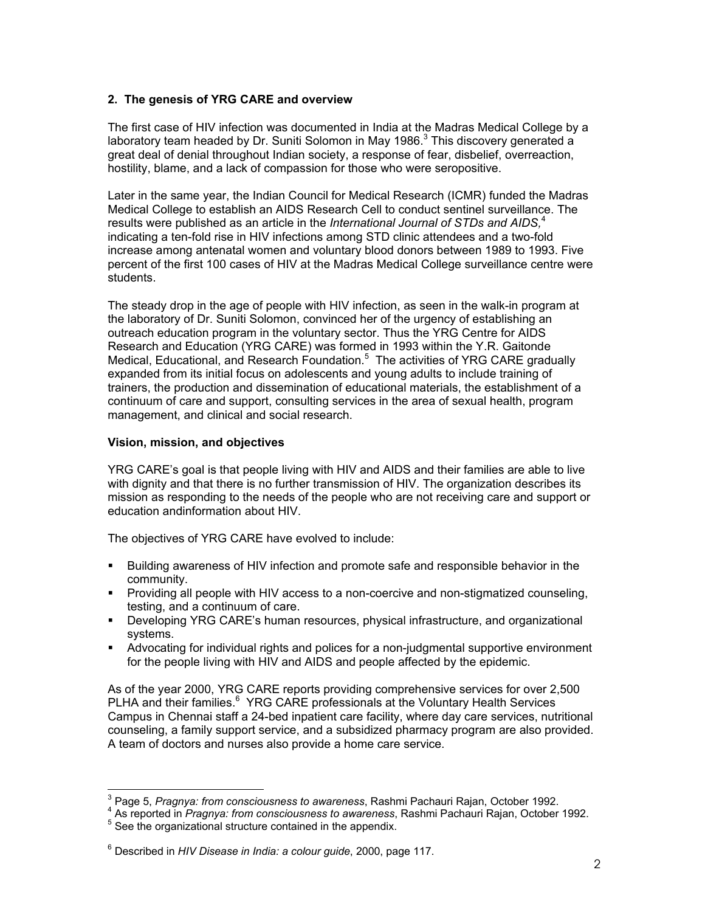## 2. The genesis of YRG CARE and overview

The first case of HIV infection was documented in India at the Madras Medical College by a laboratory team headed by Dr. Suniti Solomon in May 1986.[3] This discovery generated a great deal of denial throughout Indian society, a response of fear, disbelief, overreaction, hostility, blame, and a lack of compassion for those who were seropositive.

Later in the same year, the Indian Council for Medical Research (ICMR) funded the Madras Medical College to establish an AIDS Research Cell to conduct sentinel surveillance. The results were published as an article in the *International Journal of STDs and AIDS,*[4] indicating a ten-fold rise in HIV infections among STD clinic attendees and a two-fold increase among antenatal women and voluntary blood donors between 1989 to 1993. Five percent of the first 100 cases of HIV at the Madras Medical College surveillance centre were students.

The steady drop in the age of people with HIV infection, as seen in the walk-in program at the laboratory of Dr. Suniti Solomon, convinced her of the urgency of establishing an outreach education program in the voluntary sector. Thus the YRG Centre for AIDS Research and Education (YRG CARE) was formed in 1993 within the Y.R. Gaitonde Medical, Educational, and Research Foundation.[5] The activities of YRG CARE gradually expanded from its initial focus on adolescents and young adults to include training of trainers, the production and dissemination of educational materials, the establishment of a continuum of care and support, consulting services in the area of sexual health, program management, and clinical and social research.

### Vision, mission, and objectives

YRG CARE's goal is that people living with HIV and AIDS and their families are able to live with dignity and that there is no further transmission of HIV. The organization describes its mission as responding to the needs of the people who are not receiving care and support or education andinformation about HIV.

The objectives of YRG CARE have evolved to include:

- Building awareness of HIV infection and promote safe and responsible behavior in the community.
- Providing all people with HIV access to a non-coercive and non-stigmatized counseling, testing, and a continuum of care.
- Developing YRG CARE's human resources, physical infrastructure, and organizational systems.
- Advocating for individual rights and polices for a non-judgmental supportive environment for the people living with HIV and AIDS and people affected by the epidemic.

As of the year 2000, YRG CARE reports providing comprehensive services for over 2,500 PLHA and their families.[6] YRG CARE professionals at the Voluntary Health Services Campus in Chennai staff a 24-bed inpatient care facility, where day care services, nutritional counseling, a family support service, and a subsidized pharmacy program are also provided. A team of doctors and nurses also provide a home care service.

---

[3] Page 5, *Pragnya: from consciousness to awareness*, Rashmi Pachauri Rajan, October 1992.

[4] As reported in *Pragnya: from consciousness to awareness*, Rashmi Pachauri Rajan, October 1992.

[5] See the organizational structure contained in the appendix.

[6] Described in *HIV Disease in India: a colour guide*, 2000, page 117.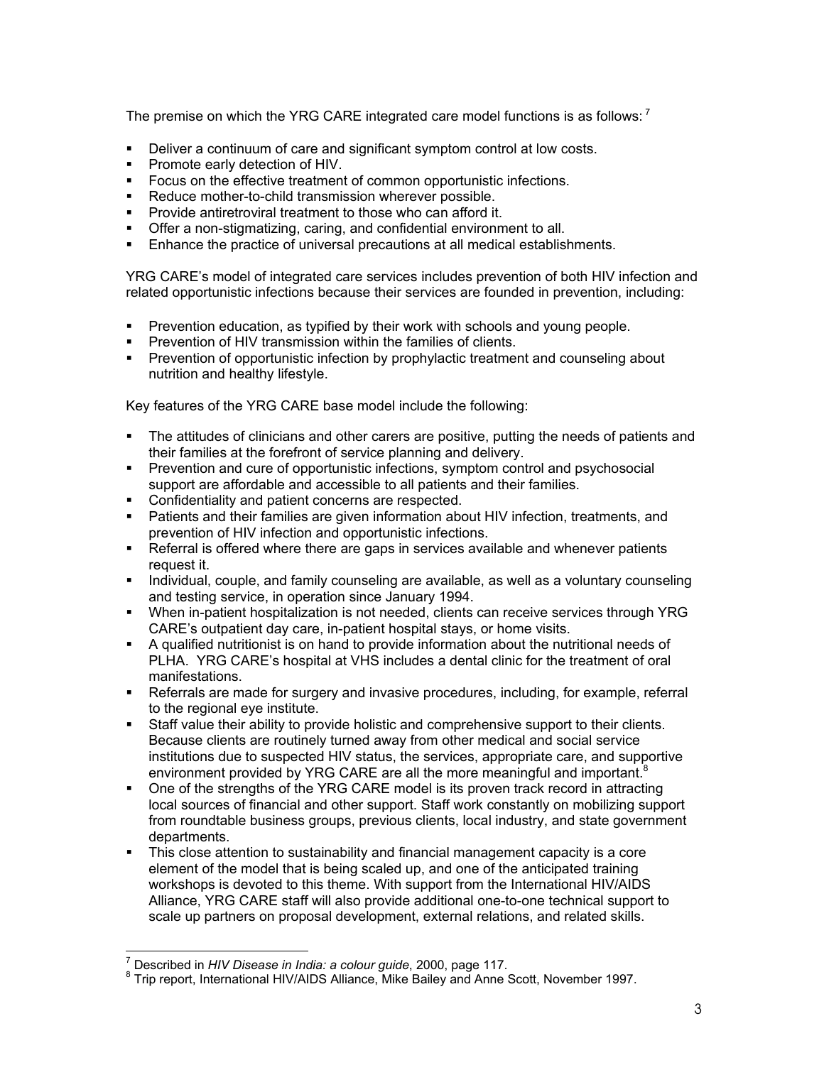The premise on which the YRG CARE integrated care model functions is as follows: [7]

- Deliver a continuum of care and significant symptom control at low costs.
- Promote early detection of HIV.
- Focus on the effective treatment of common opportunistic infections.
- Reduce mother-to-child transmission wherever possible.
- Provide antiretroviral treatment to those who can afford it.
- Offer a non-stigmatizing, caring, and confidential environment to all.
- Enhance the practice of universal precautions at all medical establishments.

YRG CARE's model of integrated care services includes prevention of both HIV infection and related opportunistic infections because their services are founded in prevention, including:

- Prevention education, as typified by their work with schools and young people.
- Prevention of HIV transmission within the families of clients.
- Prevention of opportunistic infection by prophylactic treatment and counseling about nutrition and healthy lifestyle.

Key features of the YRG CARE base model include the following:

- The attitudes of clinicians and other carers are positive, putting the needs of patients and their families at the forefront of service planning and delivery.
- Prevention and cure of opportunistic infections, symptom control and psychosocial support are affordable and accessible to all patients and their families.
- Confidentiality and patient concerns are respected.
- Patients and their families are given information about HIV infection, treatments, and prevention of HIV infection and opportunistic infections.
- Referral is offered where there are gaps in services available and whenever patients request it.
- Individual, couple, and family counseling are available, as well as a voluntary counseling and testing service, in operation since January 1994.
- When in-patient hospitalization is not needed, clients can receive services through YRG CARE's outpatient day care, in-patient hospital stays, or home visits.
- A qualified nutritionist is on hand to provide information about the nutritional needs of PLHA. YRG CARE's hospital at VHS includes a dental clinic for the treatment of oral manifestations.
- Referrals are made for surgery and invasive procedures, including, for example, referral to the regional eye institute.
- Staff value their ability to provide holistic and comprehensive support to their clients. Because clients are routinely turned away from other medical and social service institutions due to suspected HIV status, the services, appropriate care, and supportive environment provided by YRG CARE are all the more meaningful and important.[8]
- One of the strengths of the YRG CARE model is its proven track record in attracting local sources of financial and other support. Staff work constantly on mobilizing support from roundtable business groups, previous clients, local industry, and state government departments.
- This close attention to sustainability and financial management capacity is a core element of the model that is being scaled up, and one of the anticipated training workshops is devoted to this theme. With support from the International HIV/AIDS Alliance, YRG CARE staff will also provide additional one-to-one technical support to scale up partners on proposal development, external relations, and related skills.

---

[7] Described in *HIV Disease in India: a colour guide*, 2000, page 117.

[8] Trip report, International HIV/AIDS Alliance, Mike Bailey and Anne Scott, November 1997.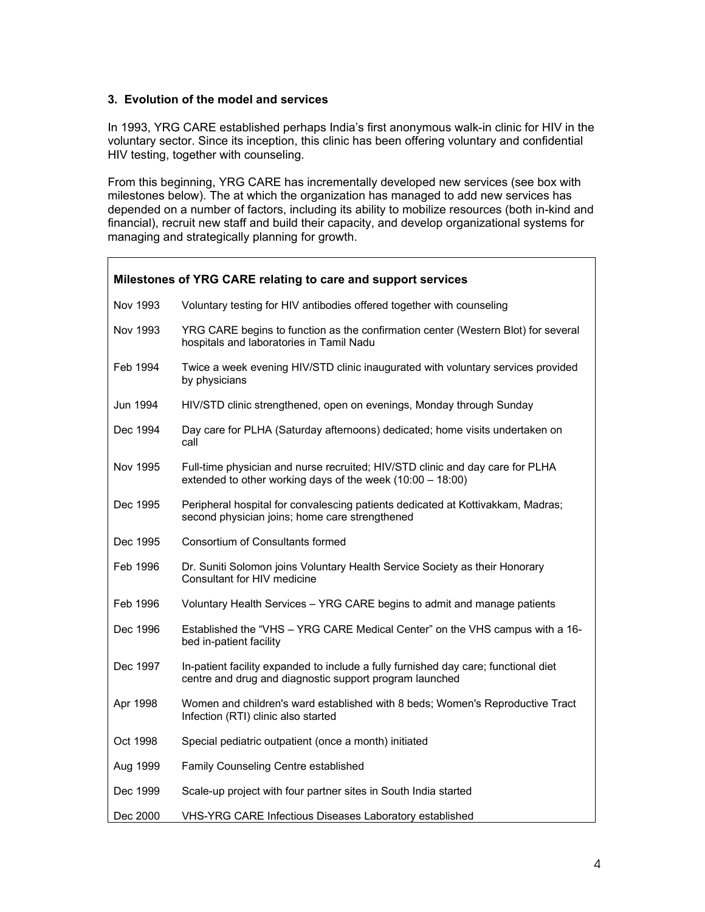### 3. Evolution of the model and services

In 1993, YRG CARE established perhaps India's first anonymous walk-in clinic for HIV in the voluntary sector. Since its inception, this clinic has been offering voluntary and confidential HIV testing, together with counseling.

From this beginning, YRG CARE has incrementally developed new services (see box with milestones below). The at which the organization has managed to add new services has depended on a number of factors, including its ability to mobilize resources (both in-kind and financial), recruit new staff and build their capacity, and develop organizational systems for managing and strategically planning for growth.

**Milestones of YRG CARE relating to care and support services**

| | |
|---|---|
| Nov 1993 | Voluntary testing for HIV antibodies offered together with counseling |
| Nov 1993 | YRG CARE begins to function as the confirmation center (Western Blot) for several hospitals and laboratories in Tamil Nadu |
| Feb 1994 | Twice a week evening HIV/STD clinic inaugurated with voluntary services provided by physicians |
| Jun 1994 | HIV/STD clinic strengthened, open on evenings, Monday through Sunday |
| Dec 1994 | Day care for PLHA (Saturday afternoons) dedicated; home visits undertaken on call |
| Nov 1995 | Full-time physician and nurse recruited; HIV/STD clinic and day care for PLHA extended to other working days of the week (10:00 – 18:00) |
| Dec 1995 | Peripheral hospital for convalescing patients dedicated at Kottivakkam, Madras; second physician joins; home care strengthened |
| Dec 1995 | Consortium of Consultants formed |
| Feb 1996 | Dr. Suniti Solomon joins Voluntary Health Service Society as their Honorary Consultant for HIV medicine |
| Feb 1996 | Voluntary Health Services – YRG CARE begins to admit and manage patients |
| Dec 1996 | Established the "VHS – YRG CARE Medical Center" on the VHS campus with a 16-bed in-patient facility |
| Dec 1997 | In-patient facility expanded to include a fully furnished day care; functional diet centre and drug and diagnostic support program launched |
| Apr 1998 | Women and children's ward established with 8 beds; Women's Reproductive Tract Infection (RTI) clinic also started |
| Oct 1998 | Special pediatric outpatient (once a month) initiated |
| Aug 1999 | Family Counseling Centre established |
| Dec 1999 | Scale-up project with four partner sites in South India started |
| Dec 2000 | VHS-YRG CARE Infectious Diseases Laboratory established |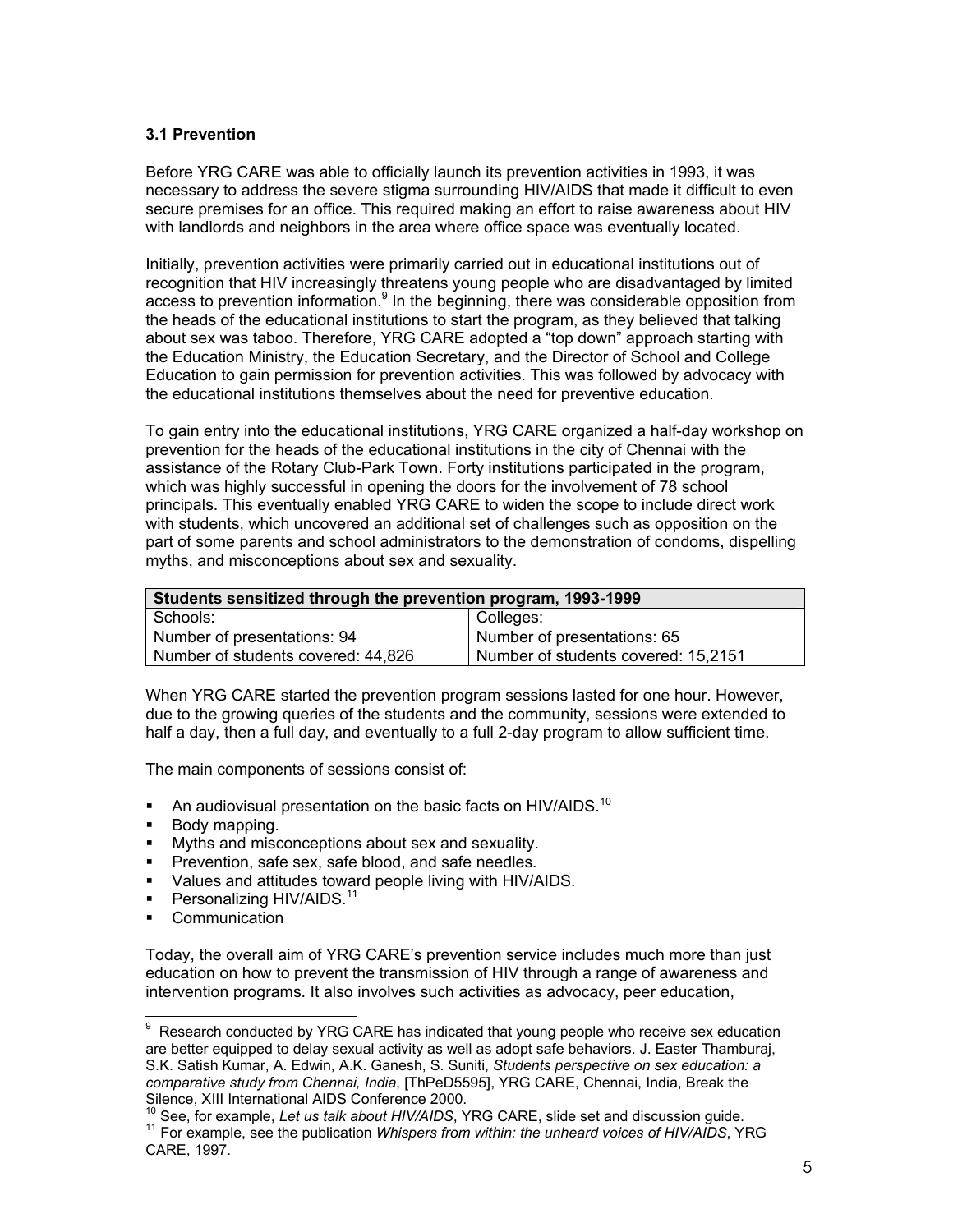### 3.1 Prevention

Before YRG CARE was able to officially launch its prevention activities in 1993, it was necessary to address the severe stigma surrounding HIV/AIDS that made it difficult to even secure premises for an office. This required making an effort to raise awareness about HIV with landlords and neighbors in the area where office space was eventually located.

Initially, prevention activities were primarily carried out in educational institutions out of recognition that HIV increasingly threatens young people who are disadvantaged by limited access to prevention information.[9] In the beginning, there was considerable opposition from the heads of the educational institutions to start the program, as they believed that talking about sex was taboo. Therefore, YRG CARE adopted a "top down" approach starting with the Education Ministry, the Education Secretary, and the Director of School and College Education to gain permission for prevention activities. This was followed by advocacy with the educational institutions themselves about the need for preventive education.

To gain entry into the educational institutions, YRG CARE organized a half-day workshop on prevention for the heads of the educational institutions in the city of Chennai with the assistance of the Rotary Club-Park Town. Forty institutions participated in the program, which was highly successful in opening the doors for the involvement of 78 school principals. This eventually enabled YRG CARE to widen the scope to include direct work with students, which uncovered an additional set of challenges such as opposition on the part of some parents and school administrators to the demonstration of condoms, dispelling myths, and misconceptions about sex and sexuality.

| Students sensitized through the prevention program, 1993-1999 | |
|---|---|
| Schools: | Colleges: |
| Number of presentations: 94 | Number of presentations: 65 |
| Number of students covered: 44,826 | Number of students covered: 15,2151 |

When YRG CARE started the prevention program sessions lasted for one hour. However, due to the growing queries of the students and the community, sessions were extended to half a day, then a full day, and eventually to a full 2-day program to allow sufficient time.

The main components of sessions consist of:

- An audiovisual presentation on the basic facts on HIV/AIDS.[10]
- Body mapping.
- Myths and misconceptions about sex and sexuality.
- Prevention, safe sex, safe blood, and safe needles.
- Values and attitudes toward people living with HIV/AIDS.
- Personalizing HIV/AIDS.[11]
- Communication

Today, the overall aim of YRG CARE's prevention service includes much more than just education on how to prevent the transmission of HIV through a range of awareness and intervention programs. It also involves such activities as advocacy, peer education,

---

[9] Research conducted by YRG CARE has indicated that young people who receive sex education are better equipped to delay sexual activity as well as adopt safe behaviors. J. Easter Thamburaj, S.K. Satish Kumar, A. Edwin, A.K. Ganesh, S. Suniti, *Students perspective on sex education: a comparative study from Chennai, India*, [ThPeD5595], YRG CARE, Chennai, India, Break the Silence, XIII International AIDS Conference 2000.

[10] See, for example, *Let us talk about HIV/AIDS*, YRG CARE, slide set and discussion guide.

[11] For example, see the publication *Whispers from within: the unheard voices of HIV/AIDS*, YRG CARE, 1997.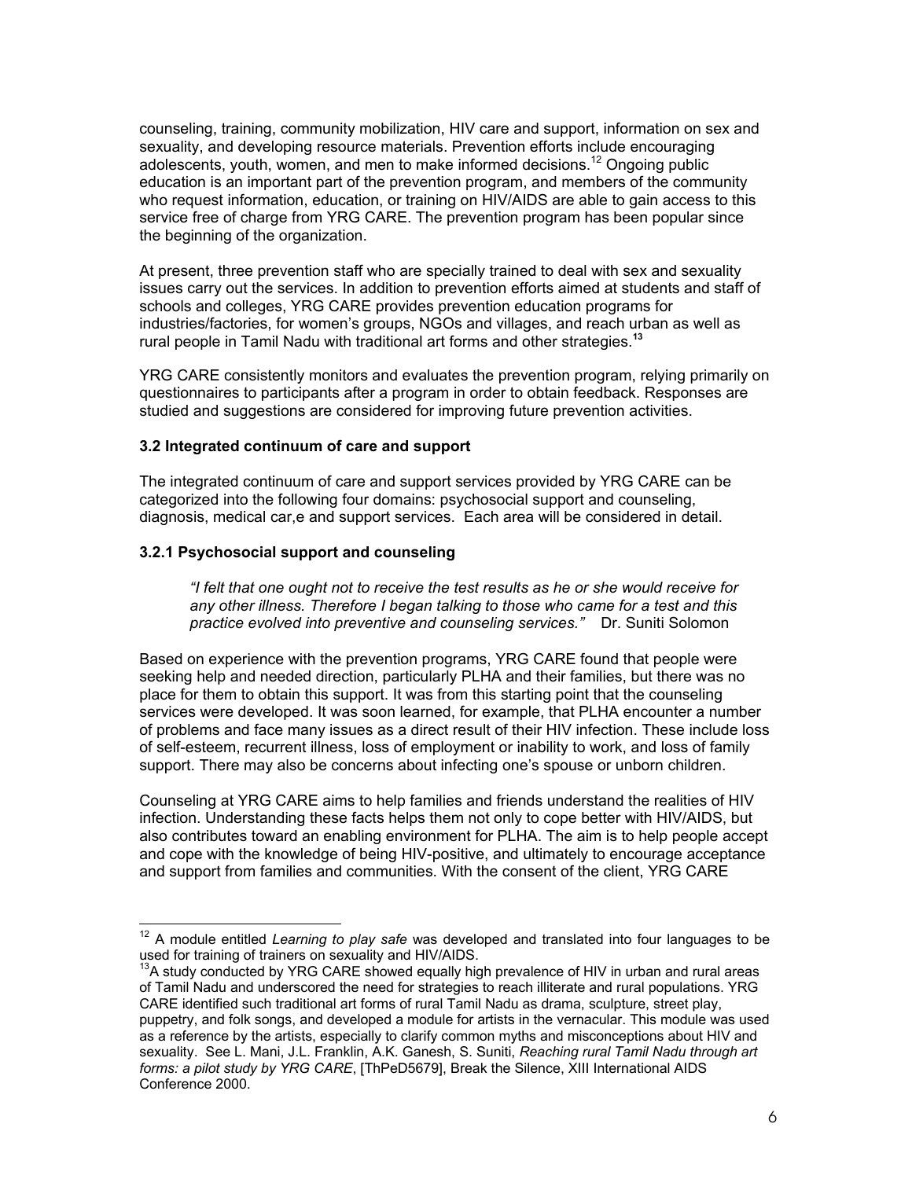counseling, training, community mobilization, HIV care and support, information on sex and sexuality, and developing resource materials. Prevention efforts include encouraging adolescents, youth, women, and men to make informed decisions.[12] Ongoing public education is an important part of the prevention program, and members of the community who request information, education, or training on HIV/AIDS are able to gain access to this service free of charge from YRG CARE. The prevention program has been popular since the beginning of the organization.

At present, three prevention staff who are specially trained to deal with sex and sexuality issues carry out the services. In addition to prevention efforts aimed at students and staff of schools and colleges, YRG CARE provides prevention education programs for industries/factories, for women's groups, NGOs and villages, and reach urban as well as rural people in Tamil Nadu with traditional art forms and other strategies.[13]

YRG CARE consistently monitors and evaluates the prevention program, relying primarily on questionnaires to participants after a program in order to obtain feedback. Responses are studied and suggestions are considered for improving future prevention activities.

### 3.2 Integrated continuum of care and support

The integrated continuum of care and support services provided by YRG CARE can be categorized into the following four domains: psychosocial support and counseling, diagnosis, medical car,e and support services. Each area will be considered in detail.

#### 3.2.1 Psychosocial support and counseling

> *"I felt that one ought not to receive the test results as he or she would receive for any other illness. Therefore I began talking to those who came for a test and this practice evolved into preventive and counseling services."* Dr. Suniti Solomon

Based on experience with the prevention programs, YRG CARE found that people were seeking help and needed direction, particularly PLHA and their families, but there was no place for them to obtain this support. It was from this starting point that the counseling services were developed. It was soon learned, for example, that PLHA encounter a number of problems and face many issues as a direct result of their HIV infection. These include loss of self-esteem, recurrent illness, loss of employment or inability to work, and loss of family support. There may also be concerns about infecting one's spouse or unborn children.

Counseling at YRG CARE aims to help families and friends understand the realities of HIV infection. Understanding these facts helps them not only to cope better with HIV/AIDS, but also contributes toward an enabling environment for PLHA. The aim is to help people accept and cope with the knowledge of being HIV-positive, and ultimately to encourage acceptance and support from families and communities. With the consent of the client, YRG CARE

---

[12] A module entitled *Learning to play safe* was developed and translated into four languages to be used for training of trainers on sexuality and HIV/AIDS.

[13] A study conducted by YRG CARE showed equally high prevalence of HIV in urban and rural areas of Tamil Nadu and underscored the need for strategies to reach illiterate and rural populations. YRG CARE identified such traditional art forms of rural Tamil Nadu as drama, sculpture, street play, puppetry, and folk songs, and developed a module for artists in the vernacular. This module was used as a reference by the artists, especially to clarify common myths and misconceptions about HIV and sexuality. See L. Mani, J.L. Franklin, A.K. Ganesh, S. Suniti, *Reaching rural Tamil Nadu through art forms: a pilot study by YRG CARE*, [ThPeD5679], Break the Silence, XIII International AIDS Conference 2000.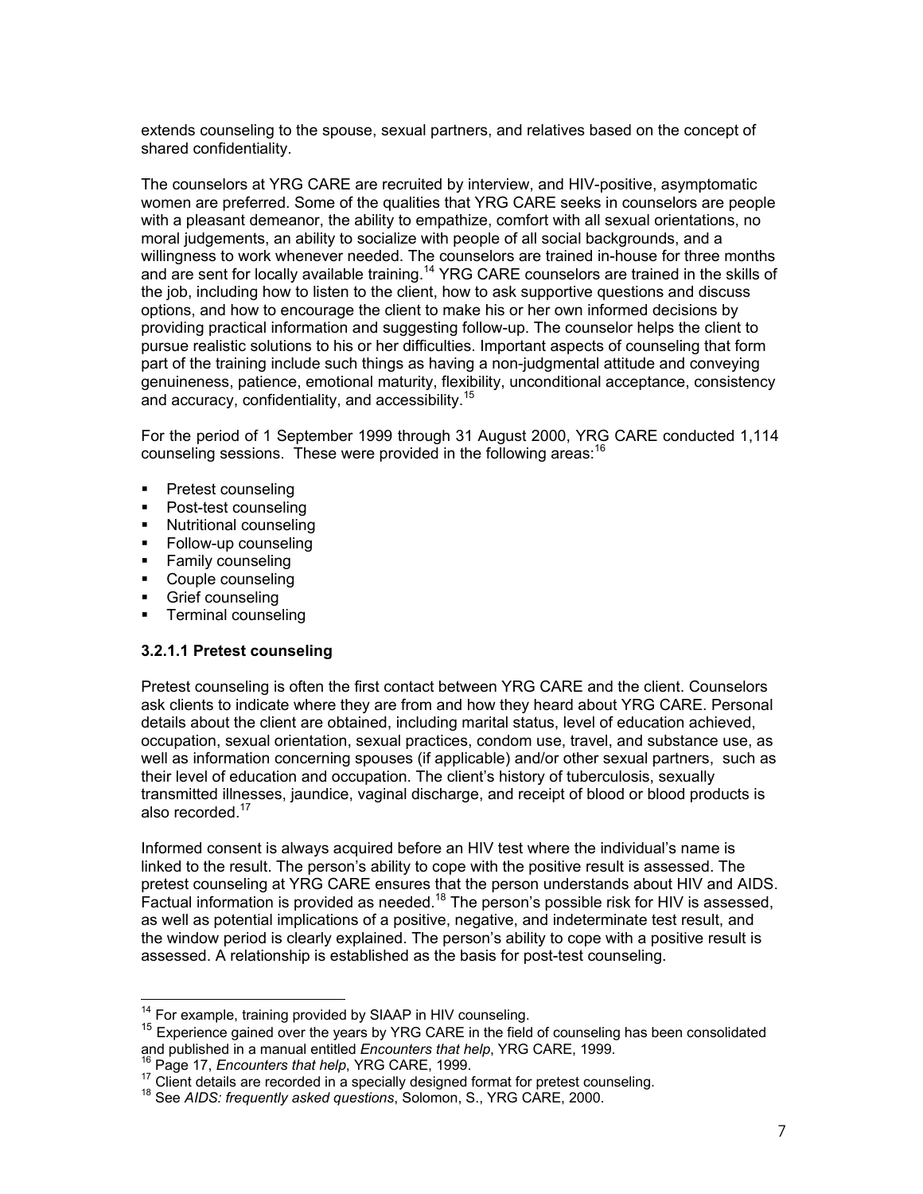extends counseling to the spouse, sexual partners, and relatives based on the concept of shared confidentiality.

The counselors at YRG CARE are recruited by interview, and HIV-positive, asymptomatic women are preferred. Some of the qualities that YRG CARE seeks in counselors are people with a pleasant demeanor, the ability to empathize, comfort with all sexual orientations, no moral judgements, an ability to socialize with people of all social backgrounds, and a willingness to work whenever needed. The counselors are trained in-house for three months and are sent for locally available training.[14] YRG CARE counselors are trained in the skills of the job, including how to listen to the client, how to ask supportive questions and discuss options, and how to encourage the client to make his or her own informed decisions by providing practical information and suggesting follow-up. The counselor helps the client to pursue realistic solutions to his or her difficulties. Important aspects of counseling that form part of the training include such things as having a non-judgmental attitude and conveying genuineness, patience, emotional maturity, flexibility, unconditional acceptance, consistency and accuracy, confidentiality, and accessibility.[15]

For the period of 1 September 1999 through 31 August 2000, YRG CARE conducted 1,114 counseling sessions. These were provided in the following areas:[16]

- Pretest counseling
- Post-test counseling
- Nutritional counseling
- Follow-up counseling
- Family counseling
- Couple counseling
- Grief counseling
- Terminal counseling

#### 3.2.1.1 Pretest counseling

Pretest counseling is often the first contact between YRG CARE and the client. Counselors ask clients to indicate where they are from and how they heard about YRG CARE. Personal details about the client are obtained, including marital status, level of education achieved, occupation, sexual orientation, sexual practices, condom use, travel, and substance use, as well as information concerning spouses (if applicable) and/or other sexual partners, such as their level of education and occupation. The client's history of tuberculosis, sexually transmitted illnesses, jaundice, vaginal discharge, and receipt of blood or blood products is also recorded.[17]

Informed consent is always acquired before an HIV test where the individual's name is linked to the result. The person's ability to cope with the positive result is assessed. The pretest counseling at YRG CARE ensures that the person understands about HIV and AIDS. Factual information is provided as needed.[18] The person's possible risk for HIV is assessed, as well as potential implications of a positive, negative, and indeterminate test result, and the window period is clearly explained. The person's ability to cope with a positive result is assessed. A relationship is established as the basis for post-test counseling.

---

[14] For example, training provided by SIAAP in HIV counseling.

[15] Experience gained over the years by YRG CARE in the field of counseling has been consolidated and published in a manual entitled *Encounters that help*, YRG CARE, 1999.

[16] Page 17, *Encounters that help*, YRG CARE, 1999.

[17] Client details are recorded in a specially designed format for pretest counseling.

[18] See *AIDS: frequently asked questions*, Solomon, S., YRG CARE, 2000.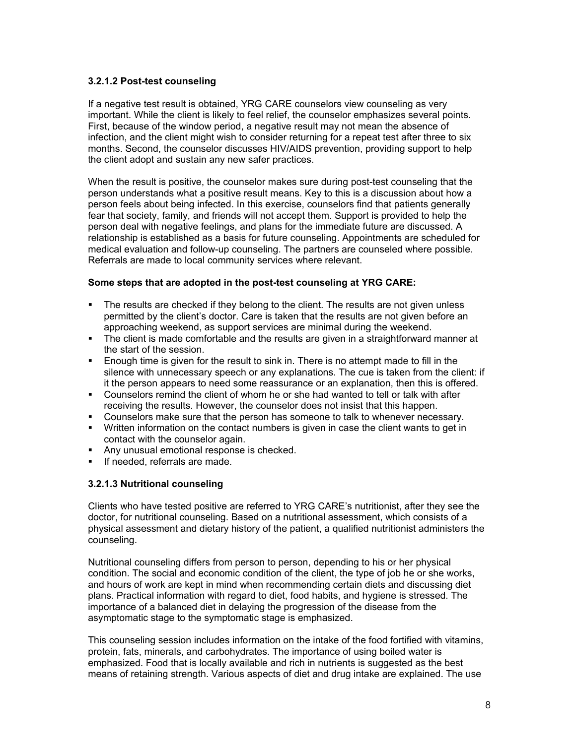#### 3.2.1.2 Post-test counseling

If a negative test result is obtained, YRG CARE counselors view counseling as very important. While the client is likely to feel relief, the counselor emphasizes several points. First, because of the window period, a negative result may not mean the absence of infection, and the client might wish to consider returning for a repeat test after three to six months. Second, the counselor discusses HIV/AIDS prevention, providing support to help the client adopt and sustain any new safer practices.

When the result is positive, the counselor makes sure during post-test counseling that the person understands what a positive result means. Key to this is a discussion about how a person feels about being infected. In this exercise, counselors find that patients generally fear that society, family, and friends will not accept them. Support is provided to help the person deal with negative feelings, and plans for the immediate future are discussed. A relationship is established as a basis for future counseling. Appointments are scheduled for medical evaluation and follow-up counseling. The partners are counseled where possible. Referrals are made to local community services where relevant.

**Some steps that are adopted in the post-test counseling at YRG CARE:**

- The results are checked if they belong to the client. The results are not given unless permitted by the client's doctor. Care is taken that the results are not given before an approaching weekend, as support services are minimal during the weekend.
- The client is made comfortable and the results are given in a straightforward manner at the start of the session.
- Enough time is given for the result to sink in. There is no attempt made to fill in the silence with unnecessary speech or any explanations. The cue is taken from the client: if it the person appears to need some reassurance or an explanation, then this is offered.
- Counselors remind the client of whom he or she had wanted to tell or talk with after receiving the results. However, the counselor does not insist that this happen.
- Counselors make sure that the person has someone to talk to whenever necessary.
- Written information on the contact numbers is given in case the client wants to get in contact with the counselor again.
- Any unusual emotional response is checked.
- If needed, referrals are made.

#### 3.2.1.3 Nutritional counseling

Clients who have tested positive are referred to YRG CARE's nutritionist, after they see the doctor, for nutritional counseling. Based on a nutritional assessment, which consists of a physical assessment and dietary history of the patient, a qualified nutritionist administers the counseling.

Nutritional counseling differs from person to person, depending to his or her physical condition. The social and economic condition of the client, the type of job he or she works, and hours of work are kept in mind when recommending certain diets and discussing diet plans. Practical information with regard to diet, food habits, and hygiene is stressed. The importance of a balanced diet in delaying the progression of the disease from the asymptomatic stage to the symptomatic stage is emphasized.

This counseling session includes information on the intake of the food fortified with vitamins, protein, fats, minerals, and carbohydrates. The importance of using boiled water is emphasized. Food that is locally available and rich in nutrients is suggested as the best means of retaining strength. Various aspects of diet and drug intake are explained. The use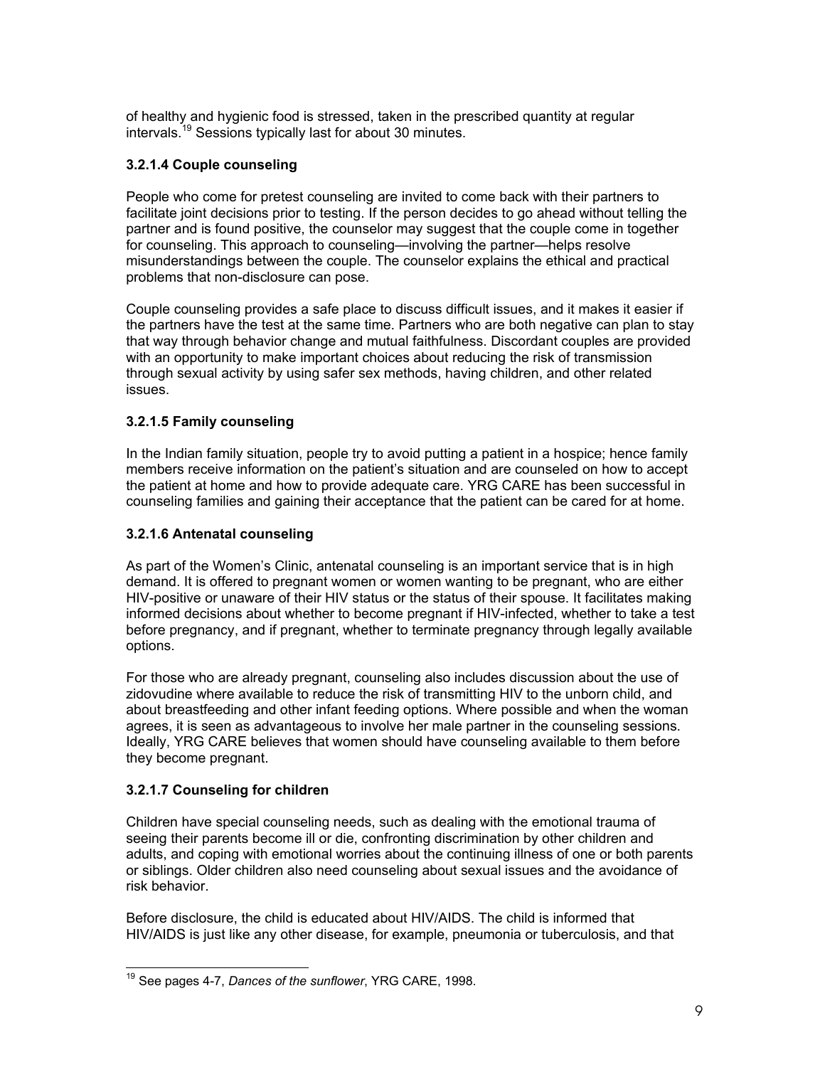of healthy and hygienic food is stressed, taken in the prescribed quantity at regular intervals.[19] Sessions typically last for about 30 minutes.

### 3.2.1.4 Couple counseling

People who come for pretest counseling are invited to come back with their partners to facilitate joint decisions prior to testing. If the person decides to go ahead without telling the partner and is found positive, the counselor may suggest that the couple come in together for counseling. This approach to counseling—involving the partner—helps resolve misunderstandings between the couple. The counselor explains the ethical and practical problems that non-disclosure can pose.

Couple counseling provides a safe place to discuss difficult issues, and it makes it easier if the partners have the test at the same time. Partners who are both negative can plan to stay that way through behavior change and mutual faithfulness. Discordant couples are provided with an opportunity to make important choices about reducing the risk of transmission through sexual activity by using safer sex methods, having children, and other related issues.

### 3.2.1.5 Family counseling

In the Indian family situation, people try to avoid putting a patient in a hospice; hence family members receive information on the patient's situation and are counseled on how to accept the patient at home and how to provide adequate care. YRG CARE has been successful in counseling families and gaining their acceptance that the patient can be cared for at home.

### 3.2.1.6 Antenatal counseling

As part of the Women's Clinic, antenatal counseling is an important service that is in high demand. It is offered to pregnant women or women wanting to be pregnant, who are either HIV-positive or unaware of their HIV status or the status of their spouse. It facilitates making informed decisions about whether to become pregnant if HIV-infected, whether to take a test before pregnancy, and if pregnant, whether to terminate pregnancy through legally available options.

For those who are already pregnant, counseling also includes discussion about the use of zidovudine where available to reduce the risk of transmitting HIV to the unborn child, and about breastfeeding and other infant feeding options. Where possible and when the woman agrees, it is seen as advantageous to involve her male partner in the counseling sessions. Ideally, YRG CARE believes that women should have counseling available to them before they become pregnant.

### 3.2.1.7 Counseling for children

Children have special counseling needs, such as dealing with the emotional trauma of seeing their parents become ill or die, confronting discrimination by other children and adults, and coping with emotional worries about the continuing illness of one or both parents or siblings. Older children also need counseling about sexual issues and the avoidance of risk behavior.

Before disclosure, the child is educated about HIV/AIDS. The child is informed that HIV/AIDS is just like any other disease, for example, pneumonia or tuberculosis, and that

---

[19] See pages 4-7, *Dances of the sunflower*, YRG CARE, 1998.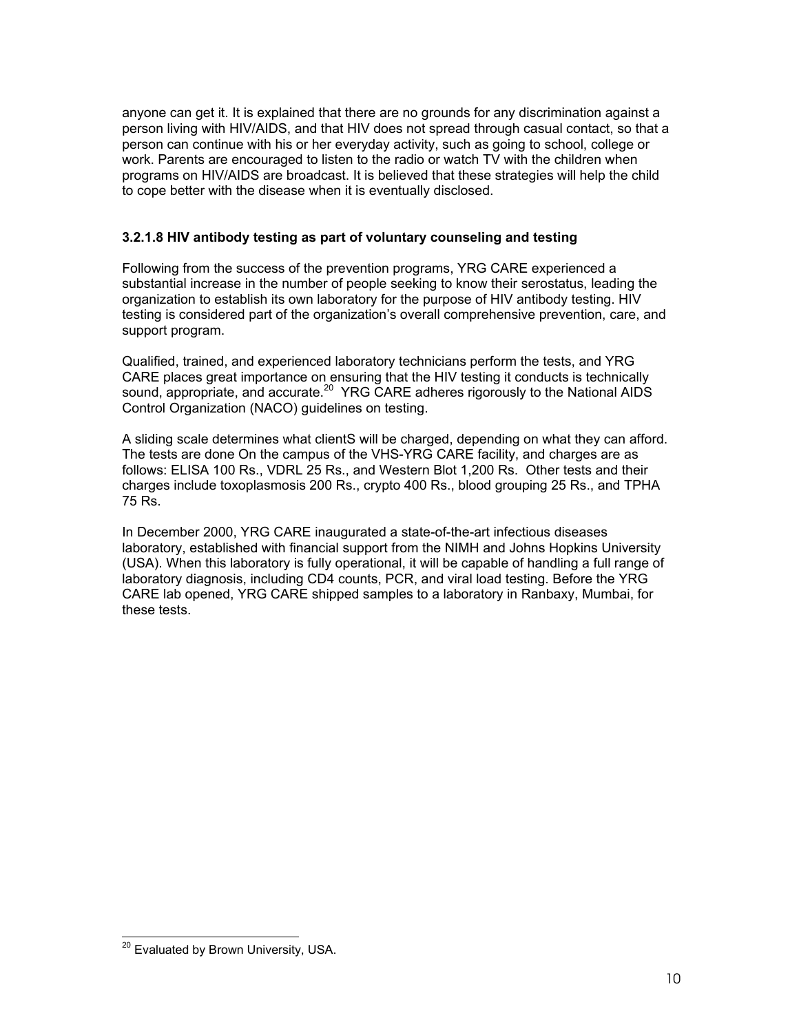anyone can get it. It is explained that there are no grounds for any discrimination against a person living with HIV/AIDS, and that HIV does not spread through casual contact, so that a person can continue with his or her everyday activity, such as going to school, college or work. Parents are encouraged to listen to the radio or watch TV with the children when programs on HIV/AIDS are broadcast. It is believed that these strategies will help the child to cope better with the disease when it is eventually disclosed.

#### 3.2.1.8 HIV antibody testing as part of voluntary counseling and testing

Following from the success of the prevention programs, YRG CARE experienced a substantial increase in the number of people seeking to know their serostatus, leading the organization to establish its own laboratory for the purpose of HIV antibody testing. HIV testing is considered part of the organization's overall comprehensive prevention, care, and support program.

Qualified, trained, and experienced laboratory technicians perform the tests, and YRG CARE places great importance on ensuring that the HIV testing it conducts is technically sound, appropriate, and accurate.[20] YRG CARE adheres rigorously to the National AIDS Control Organization (NACO) guidelines on testing.

A sliding scale determines what clientS will be charged, depending on what they can afford. The tests are done On the campus of the VHS-YRG CARE facility, and charges are as follows: ELISA 100 Rs., VDRL 25 Rs., and Western Blot 1,200 Rs. Other tests and their charges include toxoplasmosis 200 Rs., crypto 400 Rs., blood grouping 25 Rs., and TPHA 75 Rs.

In December 2000, YRG CARE inaugurated a state-of-the-art infectious diseases laboratory, established with financial support from the NIMH and Johns Hopkins University (USA). When this laboratory is fully operational, it will be capable of handling a full range of laboratory diagnosis, including CD4 counts, PCR, and viral load testing. Before the YRG CARE lab opened, YRG CARE shipped samples to a laboratory in Ranbaxy, Mumbai, for these tests.

[20] Evaluated by Brown University, USA.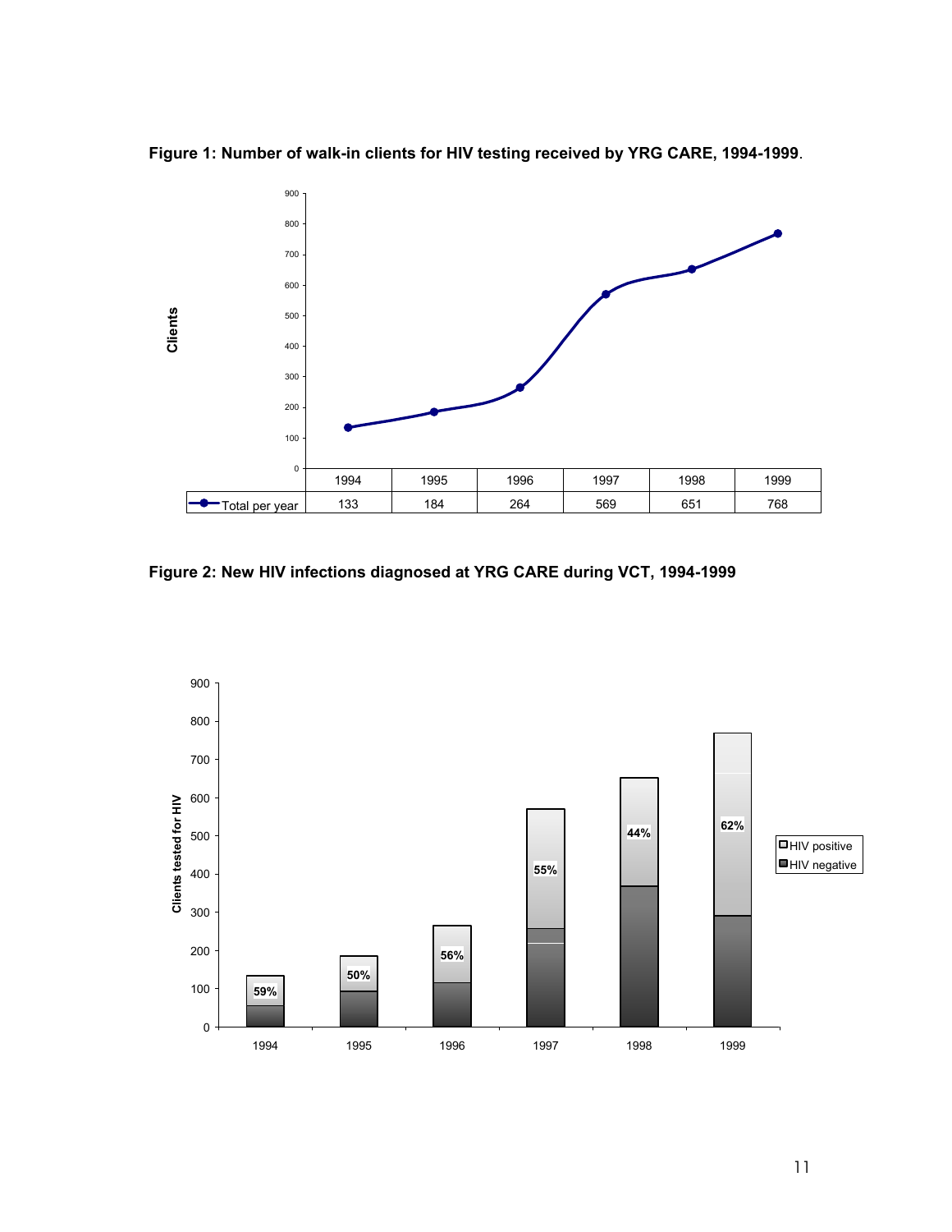**Figure 1: Number of walk-in clients for HIV testing received by YRG CARE, 1994-1999**.

| | 1994 | 1995 | 1996 | 1997 | 1998 | 1999 |
|---|---|---|---|---|---|---|
| Total per year | 133 | 184 | 264 | 569 | 651 | 768 |

**Figure 2: New HIV infections diagnosed at YRG CARE during VCT, 1994-1999**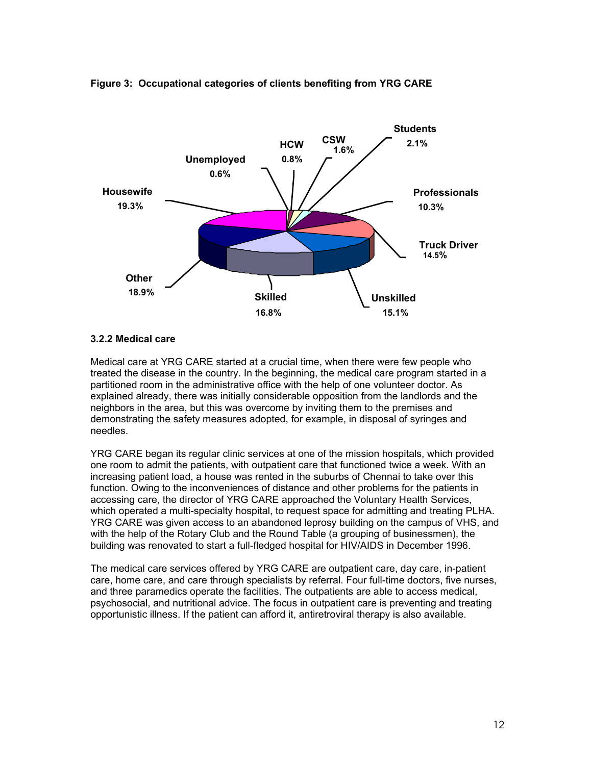**Figure 3: Occupational categories of clients benefiting from YRG CARE**

| Category | Percentage |
|---|---|
| Housewife | 19.3% |
| Unemployed | 0.6% |
| HCW | 0.8% |
| CSW | 1.6% |
| Students | 2.1% |
| Professionals | 10.3% |
| Truck Driver | 14.5% |
| Unskilled | 15.1% |
| Skilled | 16.8% |
| Other | 18.9% |

### 3.2.2 Medical care

Medical care at YRG CARE started at a crucial time, when there were few people who treated the disease in the country. In the beginning, the medical care program started in a partitioned room in the administrative office with the help of one volunteer doctor. As explained already, there was initially considerable opposition from the landlords and the neighbors in the area, but this was overcome by inviting them to the premises and demonstrating the safety measures adopted, for example, in disposal of syringes and needles.

YRG CARE began its regular clinic services at one of the mission hospitals, which provided one room to admit the patients, with outpatient care that functioned twice a week. With an increasing patient load, a house was rented in the suburbs of Chennai to take over this function. Owing to the inconveniences of distance and other problems for the patients in accessing care, the director of YRG CARE approached the Voluntary Health Services, which operated a multi-specialty hospital, to request space for admitting and treating PLHA. YRG CARE was given access to an abandoned leprosy building on the campus of VHS, and with the help of the Rotary Club and the Round Table (a grouping of businessmen), the building was renovated to start a full-fledged hospital for HIV/AIDS in December 1996.

The medical care services offered by YRG CARE are outpatient care, day care, in-patient care, home care, and care through specialists by referral. Four full-time doctors, five nurses, and three paramedics operate the facilities. The outpatients are able to access medical, psychosocial, and nutritional advice. The focus in outpatient care is preventing and treating opportunistic illness. If the patient can afford it, antiretroviral therapy is also available.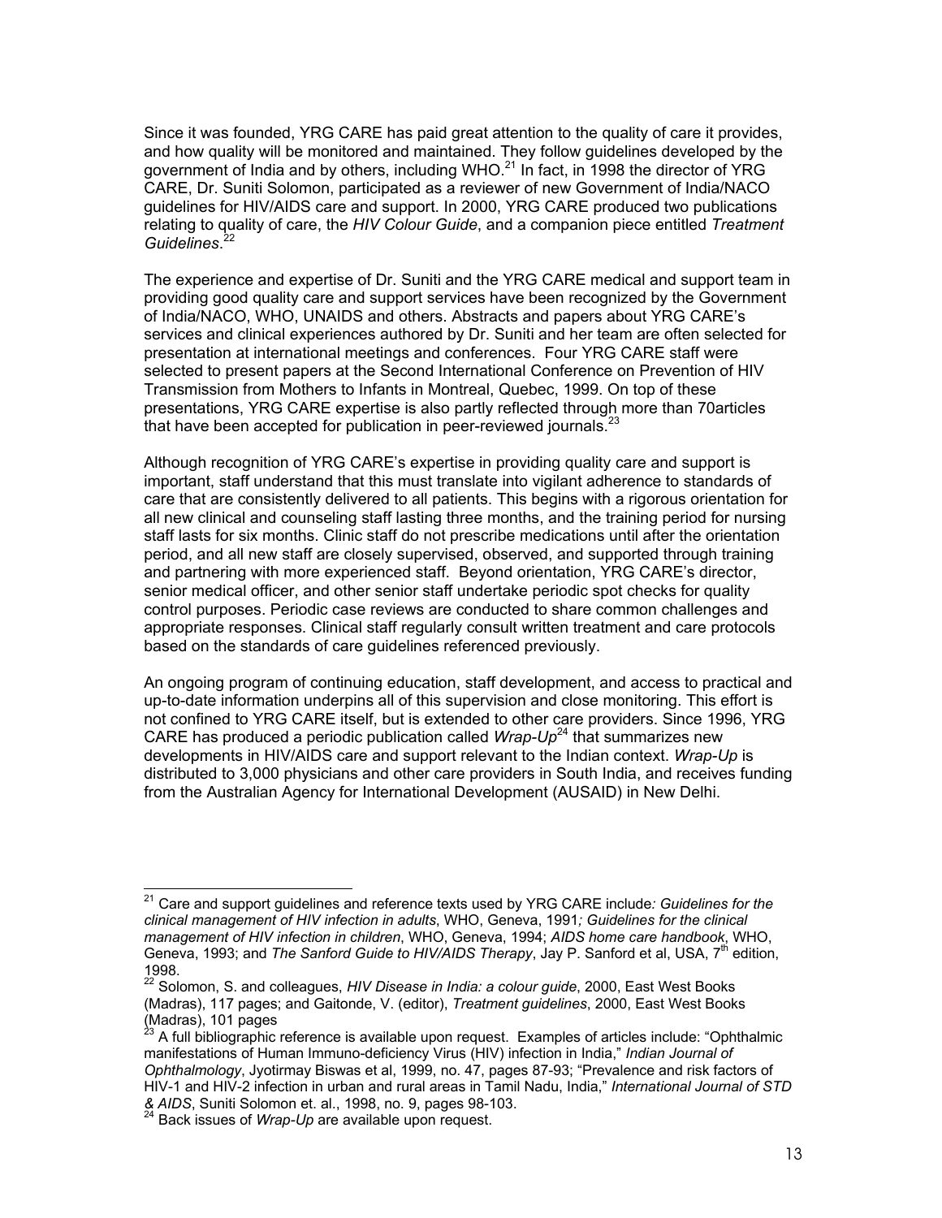Since it was founded, YRG CARE has paid great attention to the quality of care it provides, and how quality will be monitored and maintained. They follow guidelines developed by the government of India and by others, including WHO.[21] In fact, in 1998 the director of YRG CARE, Dr. Suniti Solomon, participated as a reviewer of new Government of India/NACO guidelines for HIV/AIDS care and support. In 2000, YRG CARE produced two publications relating to quality of care, the *HIV Colour Guide*, and a companion piece entitled *Treatment Guidelines*.[22]

The experience and expertise of Dr. Suniti and the YRG CARE medical and support team in providing good quality care and support services have been recognized by the Government of India/NACO, WHO, UNAIDS and others. Abstracts and papers about YRG CARE's services and clinical experiences authored by Dr. Suniti and her team are often selected for presentation at international meetings and conferences. Four YRG CARE staff were selected to present papers at the Second International Conference on Prevention of HIV Transmission from Mothers to Infants in Montreal, Quebec, 1999. On top of these presentations, YRG CARE expertise is also partly reflected through more than 70articles that have been accepted for publication in peer-reviewed journals.[23]

Although recognition of YRG CARE's expertise in providing quality care and support is important, staff understand that this must translate into vigilant adherence to standards of care that are consistently delivered to all patients. This begins with a rigorous orientation for all new clinical and counseling staff lasting three months, and the training period for nursing staff lasts for six months. Clinic staff do not prescribe medications until after the orientation period, and all new staff are closely supervised, observed, and supported through training and partnering with more experienced staff. Beyond orientation, YRG CARE's director, senior medical officer, and other senior staff undertake periodic spot checks for quality control purposes. Periodic case reviews are conducted to share common challenges and appropriate responses. Clinical staff regularly consult written treatment and care protocols based on the standards of care guidelines referenced previously.

An ongoing program of continuing education, staff development, and access to practical and up-to-date information underpins all of this supervision and close monitoring. This effort is not confined to YRG CARE itself, but is extended to other care providers. Since 1996, YRG CARE has produced a periodic publication called *Wrap-Up*[24] that summarizes new developments in HIV/AIDS care and support relevant to the Indian context. *Wrap-Up* is distributed to 3,000 physicians and other care providers in South India, and receives funding from the Australian Agency for International Development (AUSAID) in New Delhi.

---

[21] Care and support guidelines and reference texts used by YRG CARE include*: Guidelines for the clinical management of HIV infection in adults*, WHO, Geneva, 1991*; Guidelines for the clinical management of HIV infection in children*, WHO, Geneva, 1994; *AIDS home care handbook*, WHO, Geneva, 1993; and *The Sanford Guide to HIV/AIDS Therapy*, Jay P. Sanford et al, USA, 7th edition, 1998.

[22] Solomon, S. and colleagues, *HIV Disease in India: a colour guide*, 2000, East West Books (Madras), 117 pages; and Gaitonde, V. (editor), *Treatment guidelines*, 2000, East West Books (Madras), 101 pages

[23] A full bibliographic reference is available upon request. Examples of articles include: "Ophthalmic manifestations of Human Immuno-deficiency Virus (HIV) infection in India," *Indian Journal of Ophthalmology*, Jyotirmay Biswas et al, 1999, no. 47, pages 87-93; "Prevalence and risk factors of HIV-1 and HIV-2 infection in urban and rural areas in Tamil Nadu, India," *International Journal of STD & AIDS*, Suniti Solomon et. al., 1998, no. 9, pages 98-103.

[24] Back issues of *Wrap-Up* are available upon request.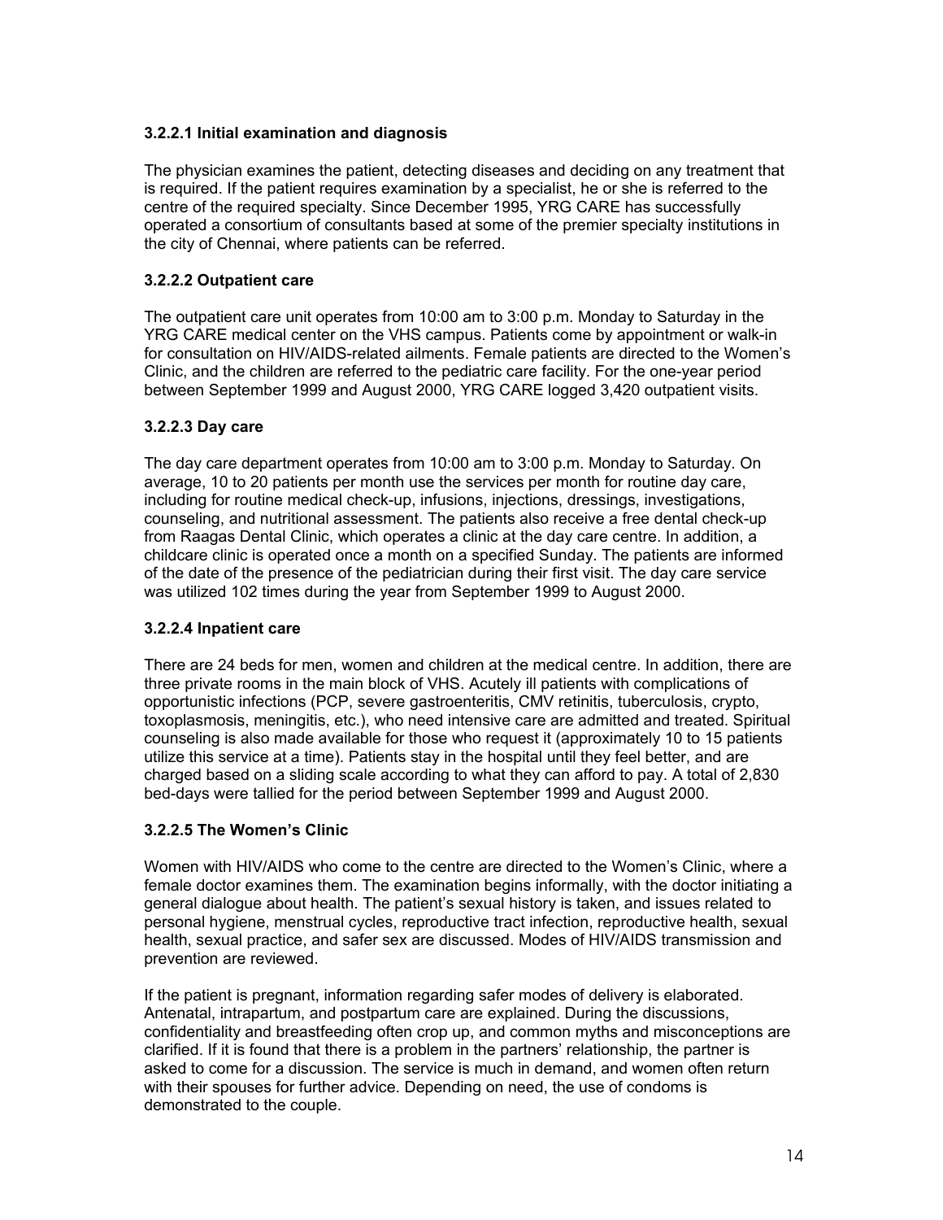#### 3.2.2.1 Initial examination and diagnosis

The physician examines the patient, detecting diseases and deciding on any treatment that is required. If the patient requires examination by a specialist, he or she is referred to the centre of the required specialty. Since December 1995, YRG CARE has successfully operated a consortium of consultants based at some of the premier specialty institutions in the city of Chennai, where patients can be referred.

#### 3.2.2.2 Outpatient care

The outpatient care unit operates from 10:00 am to 3:00 p.m. Monday to Saturday in the YRG CARE medical center on the VHS campus. Patients come by appointment or walk-in for consultation on HIV/AIDS-related ailments. Female patients are directed to the Women's Clinic, and the children are referred to the pediatric care facility. For the one-year period between September 1999 and August 2000, YRG CARE logged 3,420 outpatient visits.

#### 3.2.2.3 Day care

The day care department operates from 10:00 am to 3:00 p.m. Monday to Saturday. On average, 10 to 20 patients per month use the services per month for routine day care, including for routine medical check-up, infusions, injections, dressings, investigations, counseling, and nutritional assessment. The patients also receive a free dental check-up from Raagas Dental Clinic, which operates a clinic at the day care centre. In addition, a childcare clinic is operated once a month on a specified Sunday. The patients are informed of the date of the presence of the pediatrician during their first visit. The day care service was utilized 102 times during the year from September 1999 to August 2000.

#### 3.2.2.4 Inpatient care

There are 24 beds for men, women and children at the medical centre. In addition, there are three private rooms in the main block of VHS. Acutely ill patients with complications of opportunistic infections (PCP, severe gastroenteritis, CMV retinitis, tuberculosis, crypto, toxoplasmosis, meningitis, etc.), who need intensive care are admitted and treated. Spiritual counseling is also made available for those who request it (approximately 10 to 15 patients utilize this service at a time). Patients stay in the hospital until they feel better, and are charged based on a sliding scale according to what they can afford to pay. A total of 2,830 bed-days were tallied for the period between September 1999 and August 2000.

#### 3.2.2.5 The Women's Clinic

Women with HIV/AIDS who come to the centre are directed to the Women's Clinic, where a female doctor examines them. The examination begins informally, with the doctor initiating a general dialogue about health. The patient's sexual history is taken, and issues related to personal hygiene, menstrual cycles, reproductive tract infection, reproductive health, sexual health, sexual practice, and safer sex are discussed. Modes of HIV/AIDS transmission and prevention are reviewed.

If the patient is pregnant, information regarding safer modes of delivery is elaborated. Antenatal, intrapartum, and postpartum care are explained. During the discussions, confidentiality and breastfeeding often crop up, and common myths and misconceptions are clarified. If it is found that there is a problem in the partners' relationship, the partner is asked to come for a discussion. The service is much in demand, and women often return with their spouses for further advice. Depending on need, the use of condoms is demonstrated to the couple.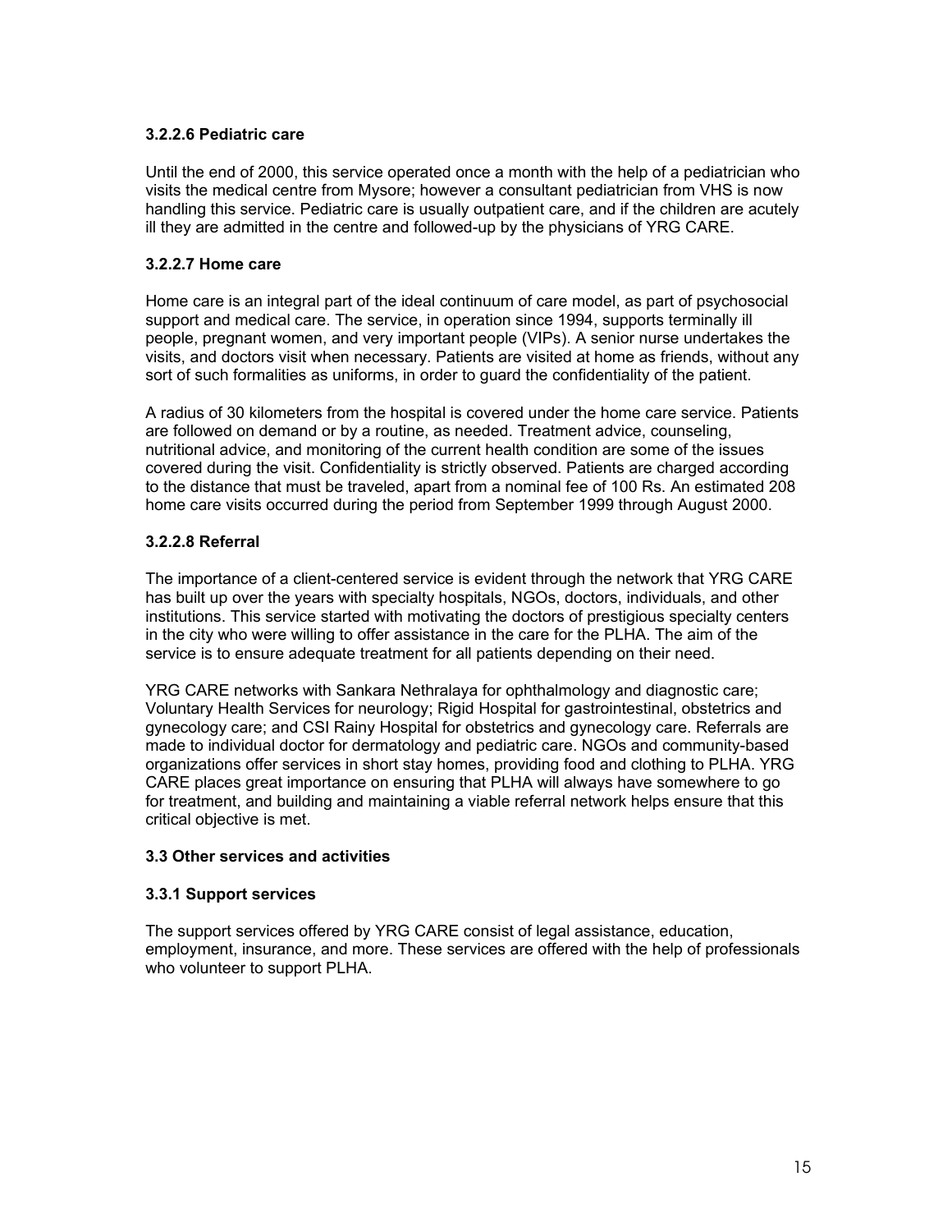#### 3.2.2.6 Pediatric care

Until the end of 2000, this service operated once a month with the help of a pediatrician who visits the medical centre from Mysore; however a consultant pediatrician from VHS is now handling this service. Pediatric care is usually outpatient care, and if the children are acutely ill they are admitted in the centre and followed-up by the physicians of YRG CARE.

#### 3.2.2.7 Home care

Home care is an integral part of the ideal continuum of care model, as part of psychosocial support and medical care. The service, in operation since 1994, supports terminally ill people, pregnant women, and very important people (VIPs). A senior nurse undertakes the visits, and doctors visit when necessary. Patients are visited at home as friends, without any sort of such formalities as uniforms, in order to guard the confidentiality of the patient.

A radius of 30 kilometers from the hospital is covered under the home care service. Patients are followed on demand or by a routine, as needed. Treatment advice, counseling, nutritional advice, and monitoring of the current health condition are some of the issues covered during the visit. Confidentiality is strictly observed. Patients are charged according to the distance that must be traveled, apart from a nominal fee of 100 Rs. An estimated 208 home care visits occurred during the period from September 1999 through August 2000.

#### 3.2.2.8 Referral

The importance of a client-centered service is evident through the network that YRG CARE has built up over the years with specialty hospitals, NGOs, doctors, individuals, and other institutions. This service started with motivating the doctors of prestigious specialty centers in the city who were willing to offer assistance in the care for the PLHA. The aim of the service is to ensure adequate treatment for all patients depending on their need.

YRG CARE networks with Sankara Nethralaya for ophthalmology and diagnostic care; Voluntary Health Services for neurology; Rigid Hospital for gastrointestinal, obstetrics and gynecology care; and CSI Rainy Hospital for obstetrics and gynecology care. Referrals are made to individual doctor for dermatology and pediatric care. NGOs and community-based organizations offer services in short stay homes, providing food and clothing to PLHA. YRG CARE places great importance on ensuring that PLHA will always have somewhere to go for treatment, and building and maintaining a viable referral network helps ensure that this critical objective is met.

### 3.3 Other services and activities

#### 3.3.1 Support services

The support services offered by YRG CARE consist of legal assistance, education, employment, insurance, and more. These services are offered with the help of professionals who volunteer to support PLHA.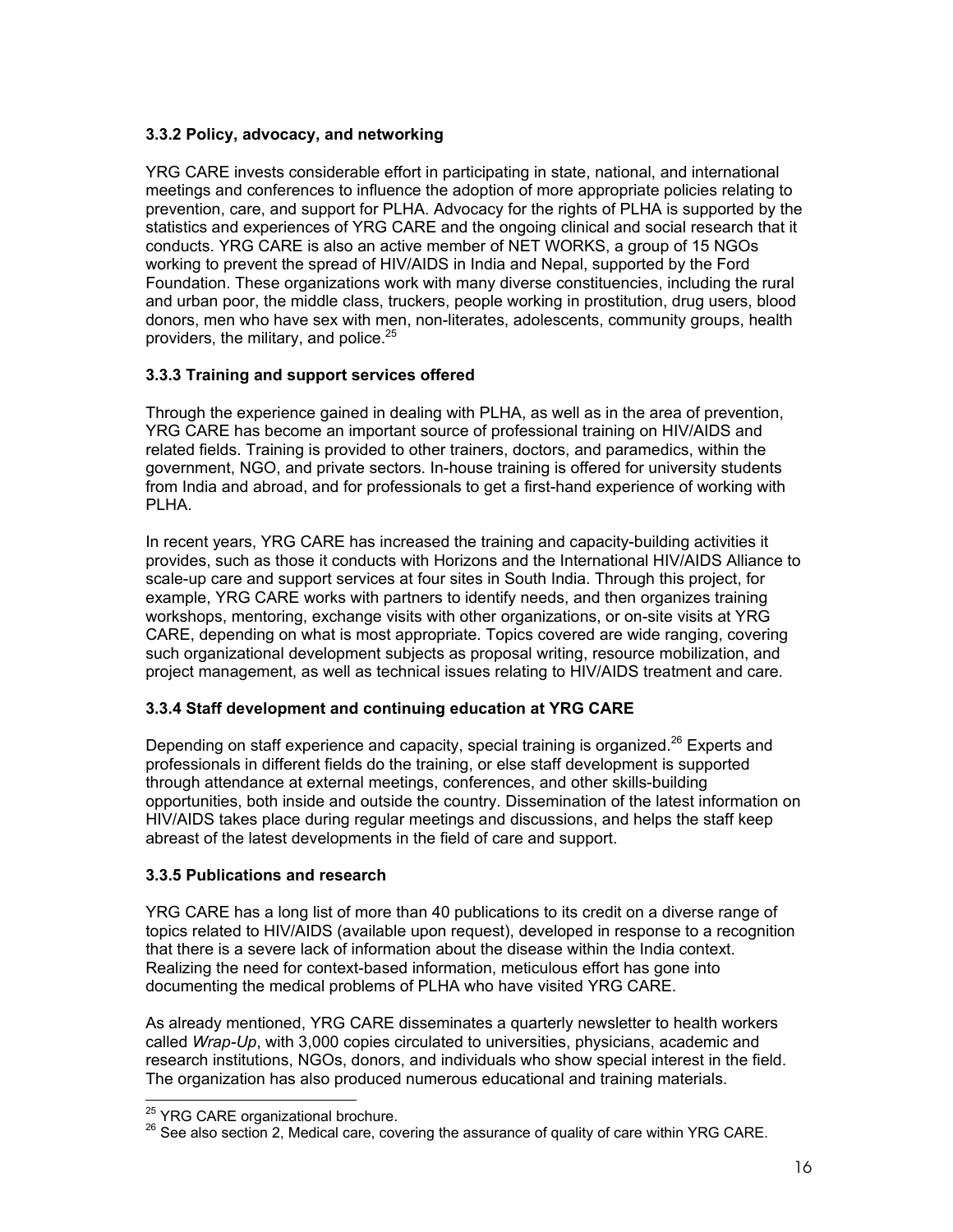### 3.3.2 Policy, advocacy, and networking

YRG CARE invests considerable effort in participating in state, national, and international meetings and conferences to influence the adoption of more appropriate policies relating to prevention, care, and support for PLHA. Advocacy for the rights of PLHA is supported by the statistics and experiences of YRG CARE and the ongoing clinical and social research that it conducts. YRG CARE is also an active member of NET WORKS, a group of 15 NGOs working to prevent the spread of HIV/AIDS in India and Nepal, supported by the Ford Foundation. These organizations work with many diverse constituencies, including the rural and urban poor, the middle class, truckers, people working in prostitution, drug users, blood donors, men who have sex with men, non-literates, adolescents, community groups, health providers, the military, and police.[25]

### 3.3.3 Training and support services offered

Through the experience gained in dealing with PLHA, as well as in the area of prevention, YRG CARE has become an important source of professional training on HIV/AIDS and related fields. Training is provided to other trainers, doctors, and paramedics, within the government, NGO, and private sectors. In-house training is offered for university students from India and abroad, and for professionals to get a first-hand experience of working with PLHA.

In recent years, YRG CARE has increased the training and capacity-building activities it provides, such as those it conducts with Horizons and the International HIV/AIDS Alliance to scale-up care and support services at four sites in South India. Through this project, for example, YRG CARE works with partners to identify needs, and then organizes training workshops, mentoring, exchange visits with other organizations, or on-site visits at YRG CARE, depending on what is most appropriate. Topics covered are wide ranging, covering such organizational development subjects as proposal writing, resource mobilization, and project management, as well as technical issues relating to HIV/AIDS treatment and care.

### 3.3.4 Staff development and continuing education at YRG CARE

Depending on staff experience and capacity, special training is organized.[26] Experts and professionals in different fields do the training, or else staff development is supported through attendance at external meetings, conferences, and other skills-building opportunities, both inside and outside the country. Dissemination of the latest information on HIV/AIDS takes place during regular meetings and discussions, and helps the staff keep abreast of the latest developments in the field of care and support.

### 3.3.5 Publications and research

YRG CARE has a long list of more than 40 publications to its credit on a diverse range of topics related to HIV/AIDS (available upon request), developed in response to a recognition that there is a severe lack of information about the disease within the India context. Realizing the need for context-based information, meticulous effort has gone into documenting the medical problems of PLHA who have visited YRG CARE.

As already mentioned, YRG CARE disseminates a quarterly newsletter to health workers called *Wrap-Up*, with 3,000 copies circulated to universities, physicians, academic and research institutions, NGOs, donors, and individuals who show special interest in the field. The organization has also produced numerous educational and training materials.

---

[25] YRG CARE organizational brochure.

[26] See also section 2, Medical care, covering the assurance of quality of care within YRG CARE.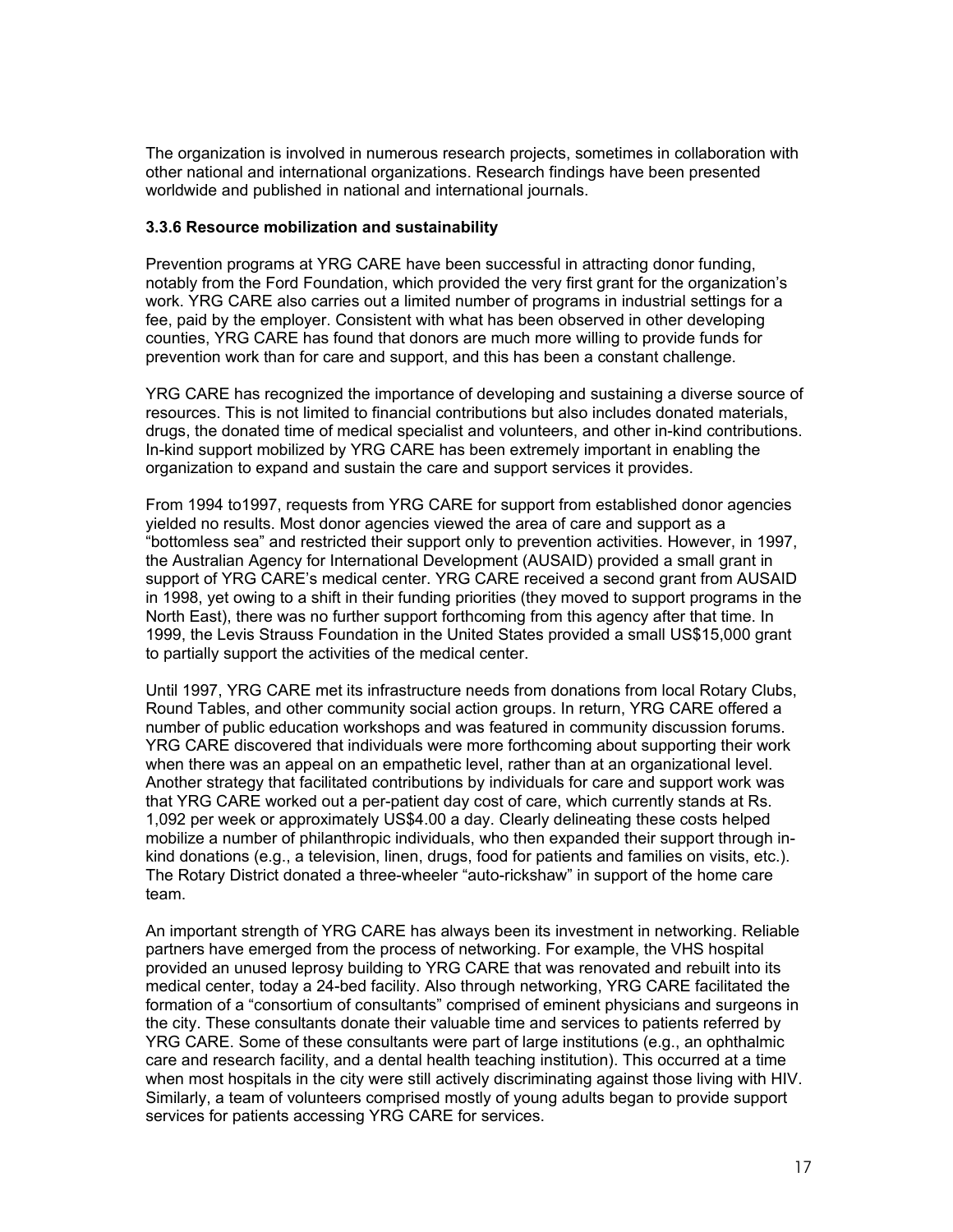The organization is involved in numerous research projects, sometimes in collaboration with other national and international organizations. Research findings have been presented worldwide and published in national and international journals.

### 3.3.6 Resource mobilization and sustainability

Prevention programs at YRG CARE have been successful in attracting donor funding, notably from the Ford Foundation, which provided the very first grant for the organization's work. YRG CARE also carries out a limited number of programs in industrial settings for a fee, paid by the employer. Consistent with what has been observed in other developing counties, YRG CARE has found that donors are much more willing to provide funds for prevention work than for care and support, and this has been a constant challenge.

YRG CARE has recognized the importance of developing and sustaining a diverse source of resources. This is not limited to financial contributions but also includes donated materials, drugs, the donated time of medical specialist and volunteers, and other in-kind contributions. In-kind support mobilized by YRG CARE has been extremely important in enabling the organization to expand and sustain the care and support services it provides.

From 1994 to1997, requests from YRG CARE for support from established donor agencies yielded no results. Most donor agencies viewed the area of care and support as a "bottomless sea" and restricted their support only to prevention activities. However, in 1997, the Australian Agency for International Development (AUSAID) provided a small grant in support of YRG CARE's medical center. YRG CARE received a second grant from AUSAID in 1998, yet owing to a shift in their funding priorities (they moved to support programs in the North East), there was no further support forthcoming from this agency after that time. In 1999, the Levis Strauss Foundation in the United States provided a small US$15,000 grant to partially support the activities of the medical center.

Until 1997, YRG CARE met its infrastructure needs from donations from local Rotary Clubs, Round Tables, and other community social action groups. In return, YRG CARE offered a number of public education workshops and was featured in community discussion forums. YRG CARE discovered that individuals were more forthcoming about supporting their work when there was an appeal on an empathetic level, rather than at an organizational level. Another strategy that facilitated contributions by individuals for care and support work was that YRG CARE worked out a per-patient day cost of care, which currently stands at Rs. 1,092 per week or approximately US$4.00 a day. Clearly delineating these costs helped mobilize a number of philanthropic individuals, who then expanded their support through in-kind donations (e.g., a television, linen, drugs, food for patients and families on visits, etc.). The Rotary District donated a three-wheeler "auto-rickshaw" in support of the home care team.

An important strength of YRG CARE has always been its investment in networking. Reliable partners have emerged from the process of networking. For example, the VHS hospital provided an unused leprosy building to YRG CARE that was renovated and rebuilt into its medical center, today a 24-bed facility. Also through networking, YRG CARE facilitated the formation of a "consortium of consultants" comprised of eminent physicians and surgeons in the city. These consultants donate their valuable time and services to patients referred by YRG CARE. Some of these consultants were part of large institutions (e.g., an ophthalmic care and research facility, and a dental health teaching institution). This occurred at a time when most hospitals in the city were still actively discriminating against those living with HIV. Similarly, a team of volunteers comprised mostly of young adults began to provide support services for patients accessing YRG CARE for services.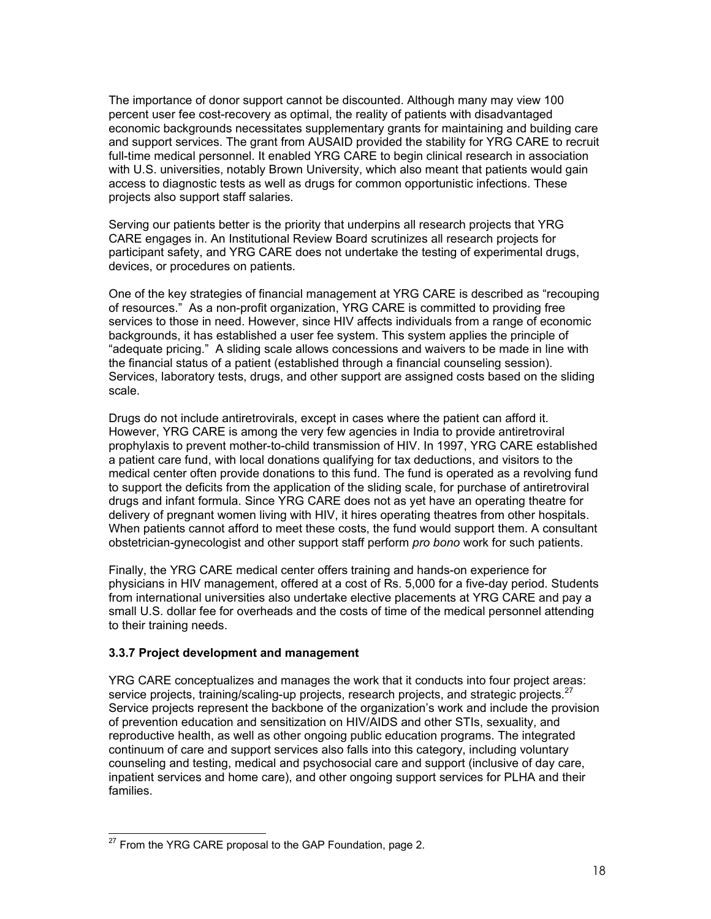The importance of donor support cannot be discounted. Although many may view 100 percent user fee cost-recovery as optimal, the reality of patients with disadvantaged economic backgrounds necessitates supplementary grants for maintaining and building care and support services. The grant from AUSAID provided the stability for YRG CARE to recruit full-time medical personnel. It enabled YRG CARE to begin clinical research in association with U.S. universities, notably Brown University, which also meant that patients would gain access to diagnostic tests as well as drugs for common opportunistic infections. These projects also support staff salaries.

Serving our patients better is the priority that underpins all research projects that YRG CARE engages in. An Institutional Review Board scrutinizes all research projects for participant safety, and YRG CARE does not undertake the testing of experimental drugs, devices, or procedures on patients.

One of the key strategies of financial management at YRG CARE is described as "recouping of resources." As a non-profit organization, YRG CARE is committed to providing free services to those in need. However, since HIV affects individuals from a range of economic backgrounds, it has established a user fee system. This system applies the principle of "adequate pricing." A sliding scale allows concessions and waivers to be made in line with the financial status of a patient (established through a financial counseling session). Services, laboratory tests, drugs, and other support are assigned costs based on the sliding scale.

Drugs do not include antiretrovirals, except in cases where the patient can afford it. However, YRG CARE is among the very few agencies in India to provide antiretroviral prophylaxis to prevent mother-to-child transmission of HIV. In 1997, YRG CARE established a patient care fund, with local donations qualifying for tax deductions, and visitors to the medical center often provide donations to this fund. The fund is operated as a revolving fund to support the deficits from the application of the sliding scale, for purchase of antiretroviral drugs and infant formula. Since YRG CARE does not as yet have an operating theatre for delivery of pregnant women living with HIV, it hires operating theatres from other hospitals. When patients cannot afford to meet these costs, the fund would support them. A consultant obstetrician-gynecologist and other support staff perform *pro bono* work for such patients.

Finally, the YRG CARE medical center offers training and hands-on experience for physicians in HIV management, offered at a cost of Rs. 5,000 for a five-day period. Students from international universities also undertake elective placements at YRG CARE and pay a small U.S. dollar fee for overheads and the costs of time of the medical personnel attending to their training needs.

### 3.3.7 Project development and management

YRG CARE conceptualizes and manages the work that it conducts into four project areas: service projects, training/scaling-up projects, research projects, and strategic projects.[27] Service projects represent the backbone of the organization's work and include the provision of prevention education and sensitization on HIV/AIDS and other STIs, sexuality, and reproductive health, as well as other ongoing public education programs. The integrated continuum of care and support services also falls into this category, including voluntary counseling and testing, medical and psychosocial care and support (inclusive of day care, inpatient services and home care), and other ongoing support services for PLHA and their families.

---

[27] From the YRG CARE proposal to the GAP Foundation, page 2.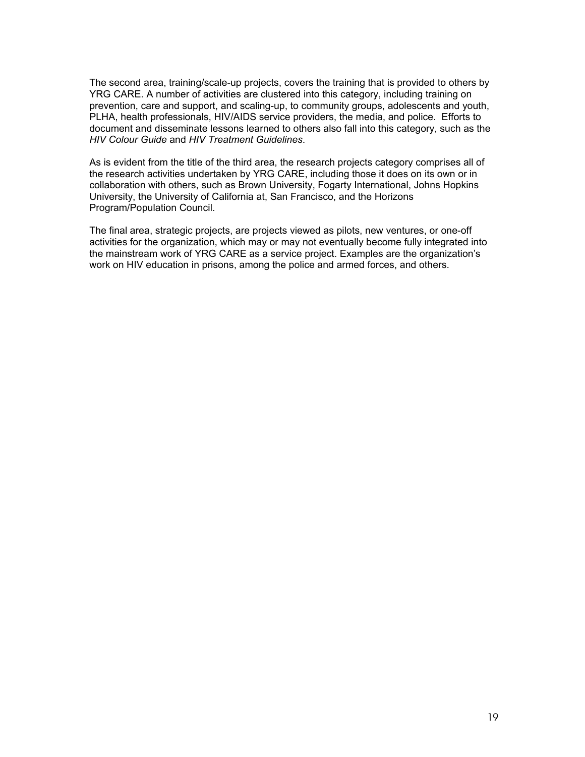The second area, training/scale-up projects, covers the training that is provided to others by YRG CARE. A number of activities are clustered into this category, including training on prevention, care and support, and scaling-up, to community groups, adolescents and youth, PLHA, health professionals, HIV/AIDS service providers, the media, and police. Efforts to document and disseminate lessons learned to others also fall into this category, such as the *HIV Colour Guide* and *HIV Treatment Guidelines*.

As is evident from the title of the third area, the research projects category comprises all of the research activities undertaken by YRG CARE, including those it does on its own or in collaboration with others, such as Brown University, Fogarty International, Johns Hopkins University, the University of California at, San Francisco, and the Horizons Program/Population Council.

The final area, strategic projects, are projects viewed as pilots, new ventures, or one-off activities for the organization, which may or may not eventually become fully integrated into the mainstream work of YRG CARE as a service project. Examples are the organization's work on HIV education in prisons, among the police and armed forces, and others.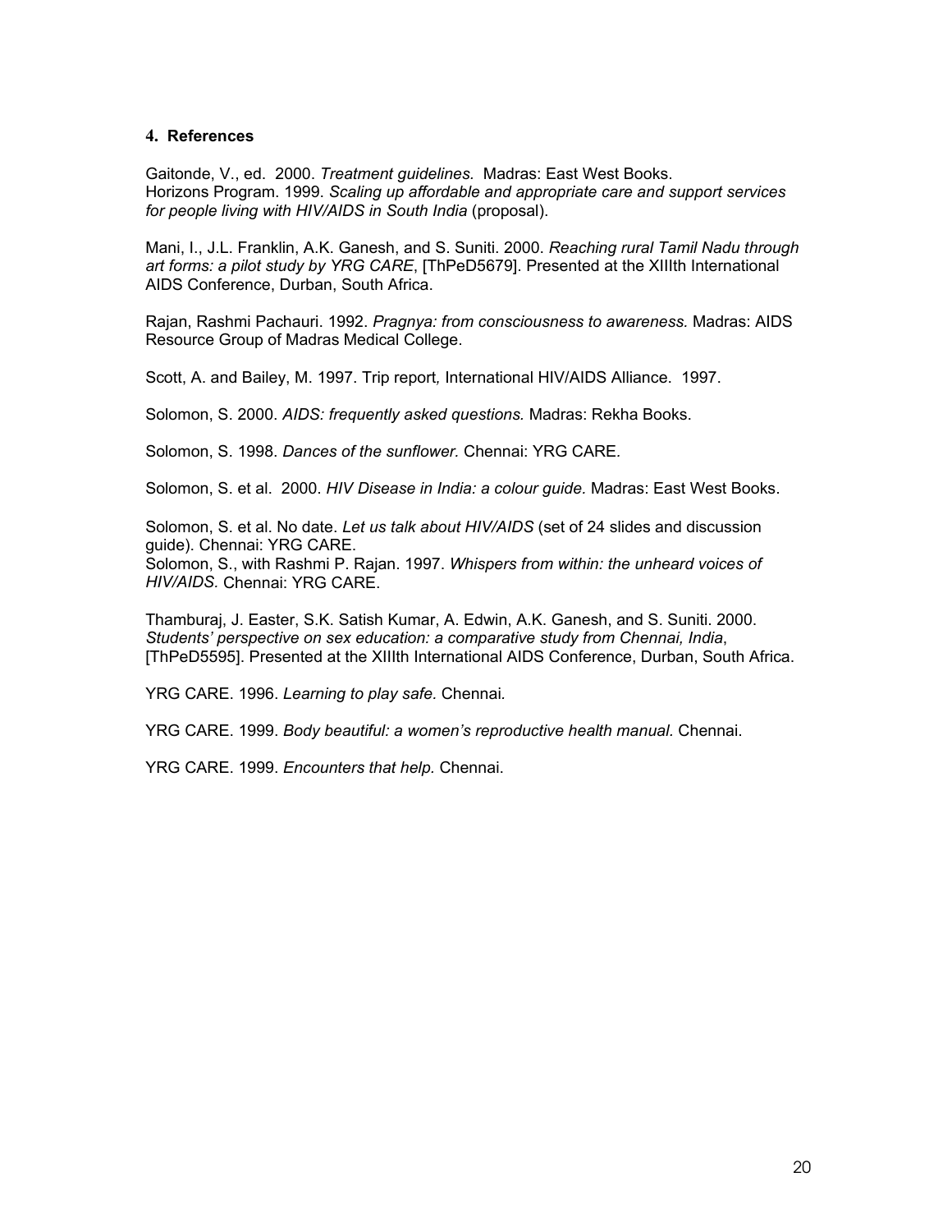## 4. References

Gaitonde, V., ed. 2000. *Treatment guidelines.* Madras: East West Books.
Horizons Program. 1999. *Scaling up affordable and appropriate care and support services for people living with HIV/AIDS in South India* (proposal).

Mani, I., J.L. Franklin, A.K. Ganesh, and S. Suniti. 2000. *Reaching rural Tamil Nadu through art forms: a pilot study by YRG CARE*, [ThPeD5679]. Presented at the XIIIth International AIDS Conference, Durban, South Africa.

Rajan, Rashmi Pachauri. 1992. *Pragnya: from consciousness to awareness.* Madras: AIDS Resource Group of Madras Medical College.

Scott, A. and Bailey, M. 1997. Trip report, International HIV/AIDS Alliance. 1997.

Solomon, S. 2000. *AIDS: frequently asked questions.* Madras: Rekha Books.

Solomon, S. 1998. *Dances of the sunflower.* Chennai: YRG CARE.

Solomon, S. et al. 2000. *HIV Disease in India: a colour guide.* Madras: East West Books.

Solomon, S. et al. No date. *Let us talk about HIV/AIDS* (set of 24 slides and discussion guide). Chennai: YRG CARE.
Solomon, S., with Rashmi P. Rajan. 1997. *Whispers from within: the unheard voices of HIV/AIDS.* Chennai: YRG CARE.

Thamburaj, J. Easter, S.K. Satish Kumar, A. Edwin, A.K. Ganesh, and S. Suniti. 2000. *Students' perspective on sex education: a comparative study from Chennai, India*, [ThPeD5595]. Presented at the XIIIth International AIDS Conference, Durban, South Africa.

YRG CARE. 1996. *Learning to play safe.* Chennai.

YRG CARE. 1999. *Body beautiful: a women's reproductive health manual.* Chennai.

YRG CARE. 1999. *Encounters that help.* Chennai.